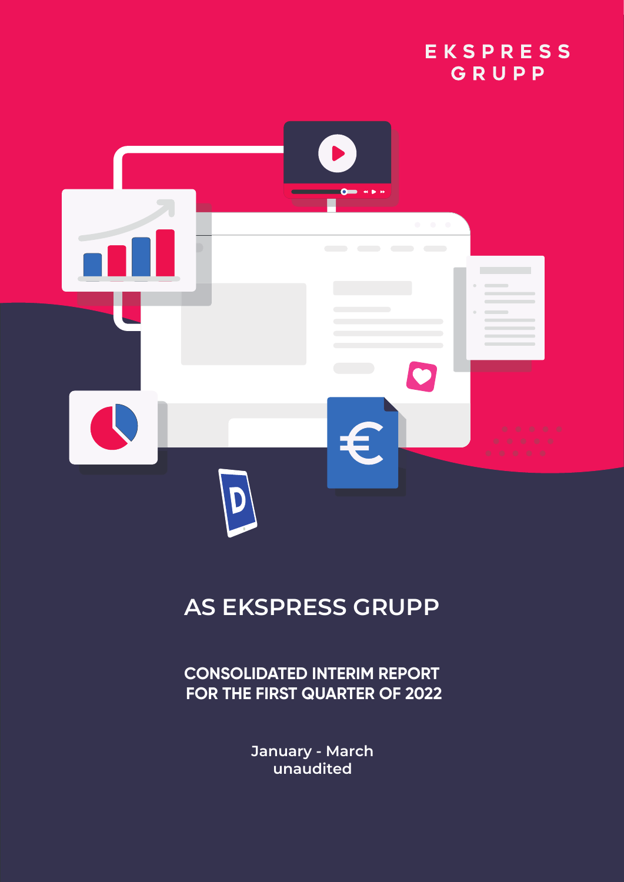EKSPRESS GRUPP

# AS EKSPRESS GRUPP

## CONSOLIDATED INTERIM REPORT FOR THE FIRST QUARTER OF 2022

January - March
unaudited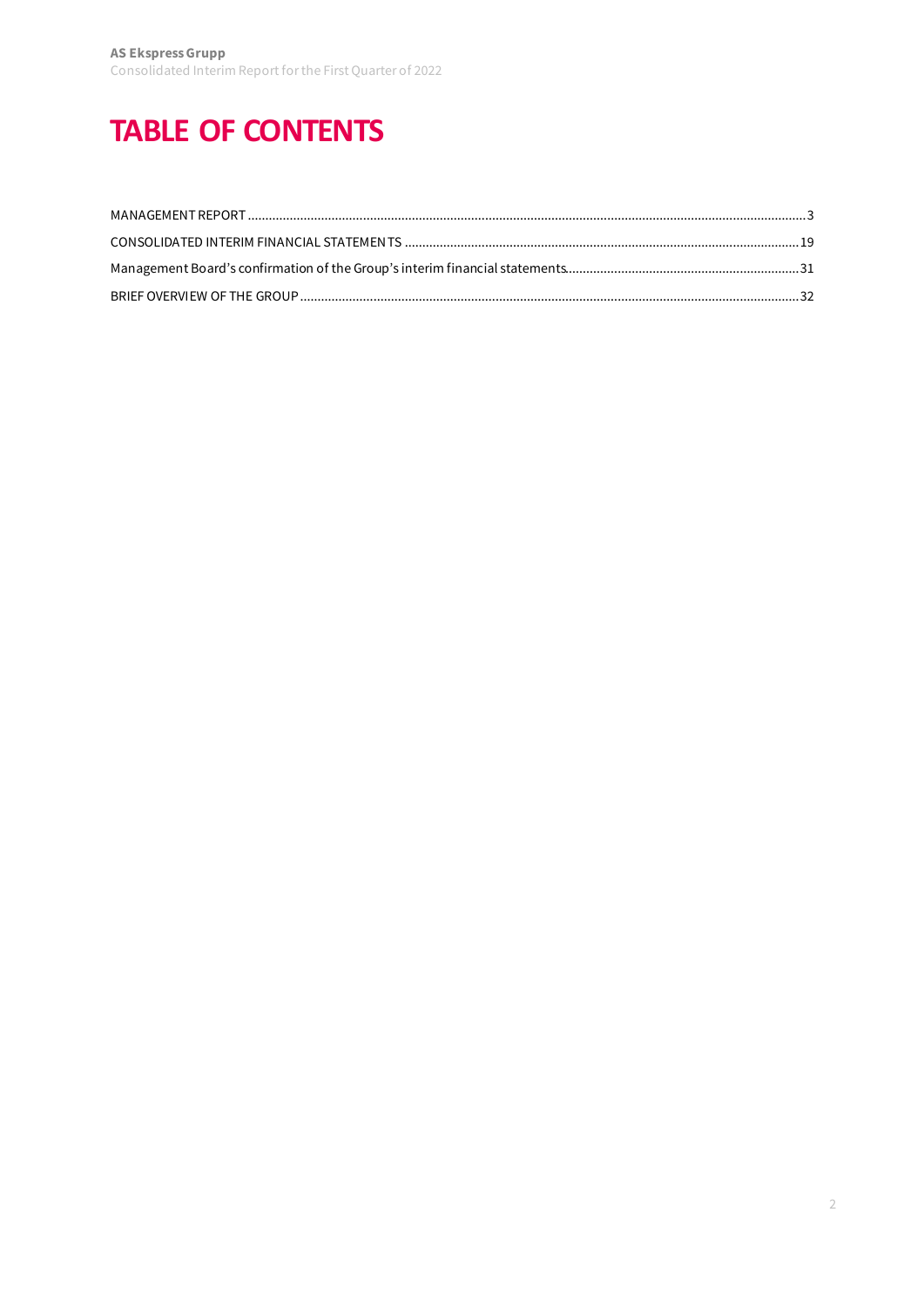# TABLE OF CONTENTS

MANAGEMENT REPORT ........................................................................................................................................................3

CONSOLIDATED INTERIM FINANCIAL STATEMENTS ...............................................................................................................19

Management Board's confirmation of the Group's interim financial statements.................................................................31

BRIEF OVERVIEW OF THE GROUP ..............................................................................................................................................32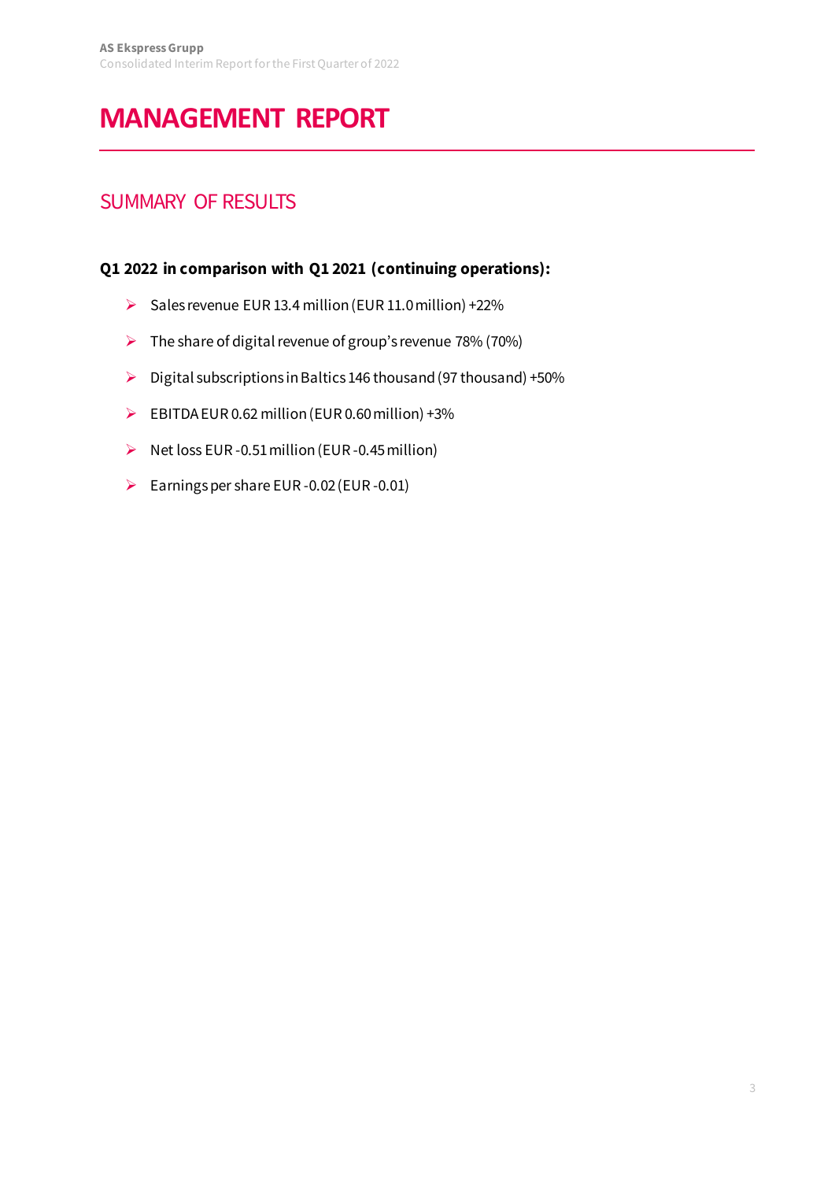# MANAGEMENT REPORT

## SUMMARY OF RESULTS

**Q1 2022 in comparison with Q1 2021 (continuing operations):**

- Sales revenue EUR 13.4 million (EUR 11.0 million) +22%
- The share of digital revenue of group's revenue 78% (70%)
- Digital subscriptions in Baltics 146 thousand (97 thousand) +50%
- EBITDA EUR 0.62 million (EUR 0.60 million) +3%
- Net loss EUR -0.51 million (EUR -0.45 million)
- Earnings per share EUR -0.02 (EUR -0.01)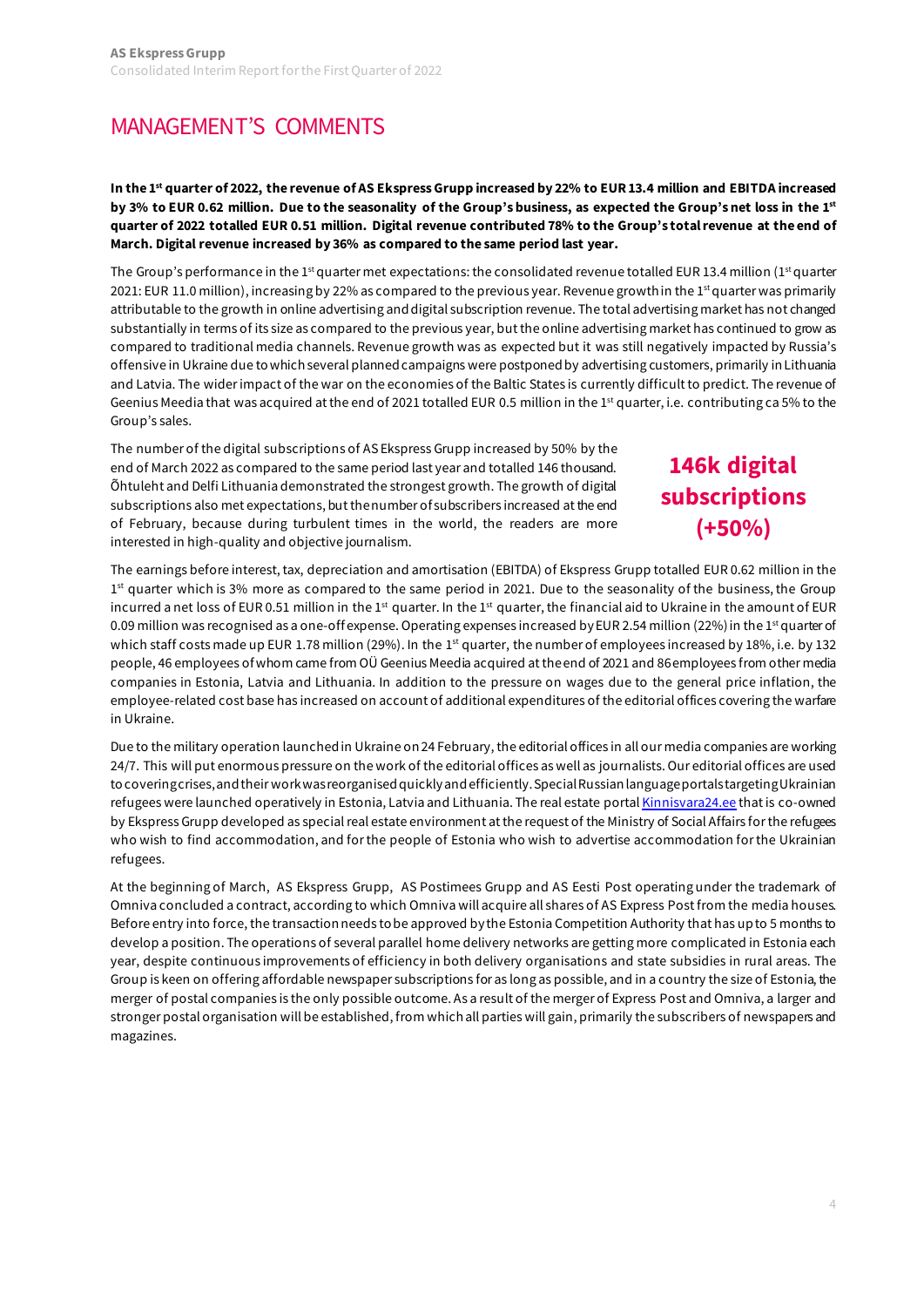# MANAGEMENT'S COMMENTS

**In the 1st quarter of 2022, the revenue of AS Ekspress Grupp increased by 22% to EUR 13.4 million and EBITDA increased by 3% to EUR 0.62 million. Due to the seasonality of the Group's business, as expected the Group's net loss in the 1st quarter of 2022 totalled EUR 0.51 million. Digital revenue contributed 78% to the Group's total revenue at the end of March. Digital revenue increased by 36% as compared to the same period last year.**

The Group's performance in the 1st quarter met expectations: the consolidated revenue totalled EUR 13.4 million (1st quarter 2021: EUR 11.0 million), increasing by 22% as compared to the previous year. Revenue growth in the 1st quarter was primarily attributable to the growth in online advertising and digital subscription revenue. The total advertising market has not changed substantially in terms of its size as compared to the previous year, but the online advertising market has continued to grow as compared to traditional media channels. Revenue growth was as expected but it was still negatively impacted by Russia's offensive in Ukraine due to which several planned campaigns were postponed by advertising customers, primarily in Lithuania and Latvia. The wider impact of the war on the economies of the Baltic States is currently difficult to predict. The revenue of Geenius Meedia that was acquired at the end of 2021 totalled EUR 0.5 million in the 1st quarter, i.e. contributing ca 5% to the Group's sales.

The number of the digital subscriptions of AS Ekspress Grupp increased by 50% by the end of March 2022 as compared to the same period last year and totalled 146 thousand. Õhtuleht and Delfi Lithuania demonstrated the strongest growth. The growth of digital subscriptions also met expectations, but the number of subscribers increased at the end of February, because during turbulent times in the world, the readers are more interested in high-quality and objective journalism.

**146k digital subscriptions (+50%)**

The earnings before interest, tax, depreciation and amortisation (EBITDA) of Ekspress Grupp totalled EUR 0.62 million in the 1st quarter which is 3% more as compared to the same period in 2021. Due to the seasonality of the business, the Group incurred a net loss of EUR 0.51 million in the 1st quarter. In the 1st quarter, the financial aid to Ukraine in the amount of EUR 0.09 million was recognised as a one-off expense. Operating expenses increased by EUR 2.54 million (22%) in the 1st quarter of which staff costs made up EUR 1.78 million (29%). In the 1st quarter, the number of employees increased by 18%, i.e. by 132 people, 46 employees of whom came from OÜ Geenius Meedia acquired at the end of 2021 and 86 employees from other media companies in Estonia, Latvia and Lithuania. In addition to the pressure on wages due to the general price inflation, the employee-related cost base has increased on account of additional expenditures of the editorial offices covering the warfare in Ukraine.

Due to the military operation launched in Ukraine on 24 February, the editorial offices in all our media companies are working 24/7. This will put enormous pressure on the work of the editorial offices as well as journalists. Our editorial offices are used to covering crises, and their work was reorganised quickly and efficiently. Special Russian language portals targeting Ukrainian refugees were launched operatively in Estonia, Latvia and Lithuania. The real estate portal [Kinnisvara24.ee](Kinnisvara24.ee) that is co-owned by Ekspress Grupp developed as special real estate environment at the request of the Ministry of Social Affairs for the refugees who wish to find accommodation, and for the people of Estonia who wish to advertise accommodation for the Ukrainian refugees.

At the beginning of March, AS Ekspress Grupp, AS Postimees Grupp and AS Eesti Post operating under the trademark of Omniva concluded a contract, according to which Omniva will acquire all shares of AS Express Post from the media houses. Before entry into force, the transaction needs to be approved by the Estonia Competition Authority that has up to 5 months to develop a position. The operations of several parallel home delivery networks are getting more complicated in Estonia each year, despite continuous improvements of efficiency in both delivery organisations and state subsidies in rural areas. The Group is keen on offering affordable newspaper subscriptions for as long as possible, and in a country the size of Estonia, the merger of postal companies is the only possible outcome. As a result of the merger of Express Post and Omniva, a larger and stronger postal organisation will be established, from which all parties will gain, primarily the subscribers of newspapers and magazines.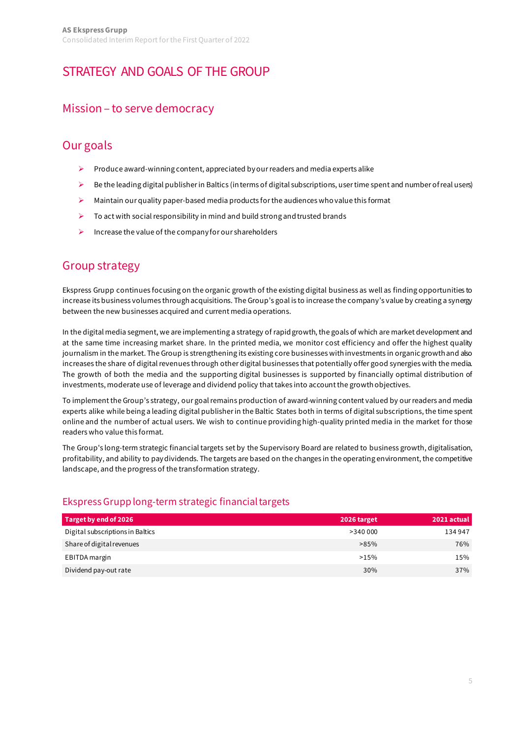# STRATEGY AND GOALS OF THE GROUP

## Mission – to serve democracy

## Our goals

- Produce award-winning content, appreciated by our readers and media experts alike
- Be the leading digital publisher in Baltics (in terms of digital subscriptions, user time spent and number of real users)
- Maintain our quality paper-based media products for the audiences who value this format
- To act with social responsibility in mind and build strong and trusted brands
- Increase the value of the company for our shareholders

## Group strategy

Ekspress Grupp continues focusing on the organic growth of the existing digital business as well as finding opportunities to increase its business volumes through acquisitions. The Group's goal is to increase the company's value by creating a synergy between the new businesses acquired and current media operations.

In the digital media segment, we are implementing a strategy of rapid growth, the goals of which are market development and at the same time increasing market share. In the printed media, we monitor cost efficiency and offer the highest quality journalism in the market. The Group is strengthening its existing core businesses with investments in organic growth and also increases the share of digital revenues through other digital businesses that potentially offer good synergies with the media. The growth of both the media and the supporting digital businesses is supported by financially optimal distribution of investments, moderate use of leverage and dividend policy that takes into account the growth objectives.

To implement the Group's strategy, our goal remains production of award-winning content valued by our readers and media experts alike while being a leading digital publisher in the Baltic States both in terms of digital subscriptions, the time spent online and the number of actual users. We wish to continue providing high-quality printed media in the market for those readers who value this format.

The Group's long-term strategic financial targets set by the Supervisory Board are related to business growth, digitalisation, profitability, and ability to pay dividends. The targets are based on the changes in the operating environment, the competitive landscape, and the progress of the transformation strategy.

### Ekspress Grupp long-term strategic financial targets

| Target by end of 2026 | 2026 target | 2021 actual |
|---|---|---|
| Digital subscriptions in Baltics | >340 000 | 134 947 |
| Share of digital revenues | >85% | 76% |
| EBITDA margin | >15% | 15% |
| Dividend pay-out rate | 30% | 37% |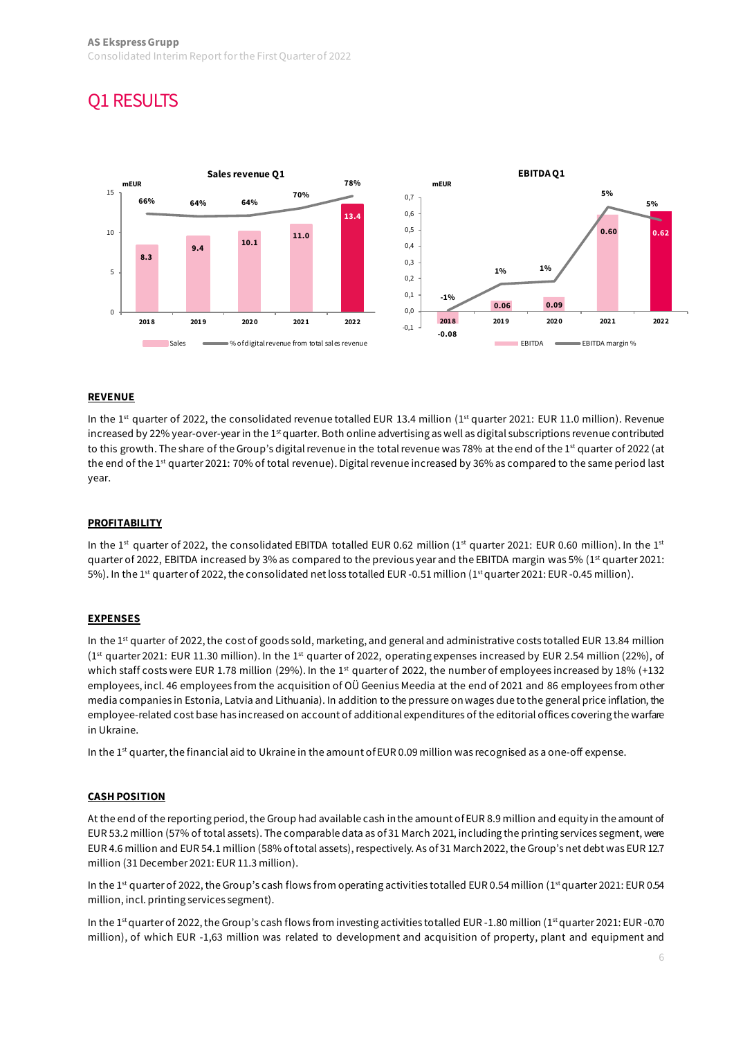# Q1 RESULTS

**Sales revenue Q1**

| Year | Sales (mEUR) | % of digital revenue from total sales revenue |
|---|---|---|
| 2018 | 8.3 | 66% |
| 2019 | 9.4 | 64% |
| 2020 | 10.1 | 64% |
| 2021 | 11.0 | 70% |
| 2022 | 13.4 | 78% |

**EBITDA Q1**

| Year | EBITDA (mEUR) | EBITDA margin % |
|---|---|---|
| 2018 | -0.08 | -1% |
| 2019 | 0.06 | 1% |
| 2020 | 0.09 | 1% |
| 2021 | 0.60 | 5% |
| 2022 | 0.62 | 5% |

**REVENUE**

In the 1st quarter of 2022, the consolidated revenue totalled EUR 13.4 million (1st quarter 2021: EUR 11.0 million). Revenue increased by 22% year-over-year in the 1st quarter. Both online advertising as well as digital subscriptions revenue contributed to this growth. The share of the Group's digital revenue in the total revenue was 78% at the end of the 1st quarter of 2022 (at the end of the 1st quarter 2021: 70% of total revenue). Digital revenue increased by 36% as compared to the same period last year.

**PROFITABILITY**

In the 1st quarter of 2022, the consolidated EBITDA totalled EUR 0.62 million (1st quarter 2021: EUR 0.60 million). In the 1st quarter of 2022, EBITDA increased by 3% as compared to the previous year and the EBITDA margin was 5% (1st quarter 2021: 5%). In the 1st quarter of 2022, the consolidated net loss totalled EUR -0.51 million (1st quarter 2021: EUR -0.45 million).

**EXPENSES**

In the 1st quarter of 2022, the cost of goods sold, marketing, and general and administrative costs totalled EUR 13.84 million (1st quarter 2021: EUR 11.30 million). In the 1st quarter of 2022, operating expenses increased by EUR 2.54 million (22%), of which staff costs were EUR 1.78 million (29%). In the 1st quarter of 2022, the number of employees increased by 18% (+132 employees, incl. 46 employees from the acquisition of OÜ Geenius Meedia at the end of 2021 and 86 employees from other media companies in Estonia, Latvia and Lithuania). In addition to the pressure on wages due to the general price inflation, the employee-related cost base has increased on account of additional expenditures of the editorial offices covering the warfare in Ukraine.

In the 1st quarter, the financial aid to Ukraine in the amount of EUR 0.09 million was recognised as a one-off expense.

**CASH POSITION**

At the end of the reporting period, the Group had available cash in the amount of EUR 8.9 million and equity in the amount of EUR 53.2 million (57% of total assets). The comparable data as of 31 March 2021, including the printing services segment, were EUR 4.6 million and EUR 54.1 million (58% of total assets), respectively. As of 31 March 2022, the Group's net debt was EUR 12.7 million (31 December 2021: EUR 11.3 million).

In the 1st quarter of 2022, the Group's cash flows from operating activities totalled EUR 0.54 million (1st quarter 2021: EUR 0.54 million, incl. printing services segment).

In the 1st quarter of 2022, the Group's cash flows from investing activities totalled EUR -1.80 million (1st quarter 2021: EUR -0.70 million), of which EUR -1,63 million was related to development and acquisition of property, plant and equipment and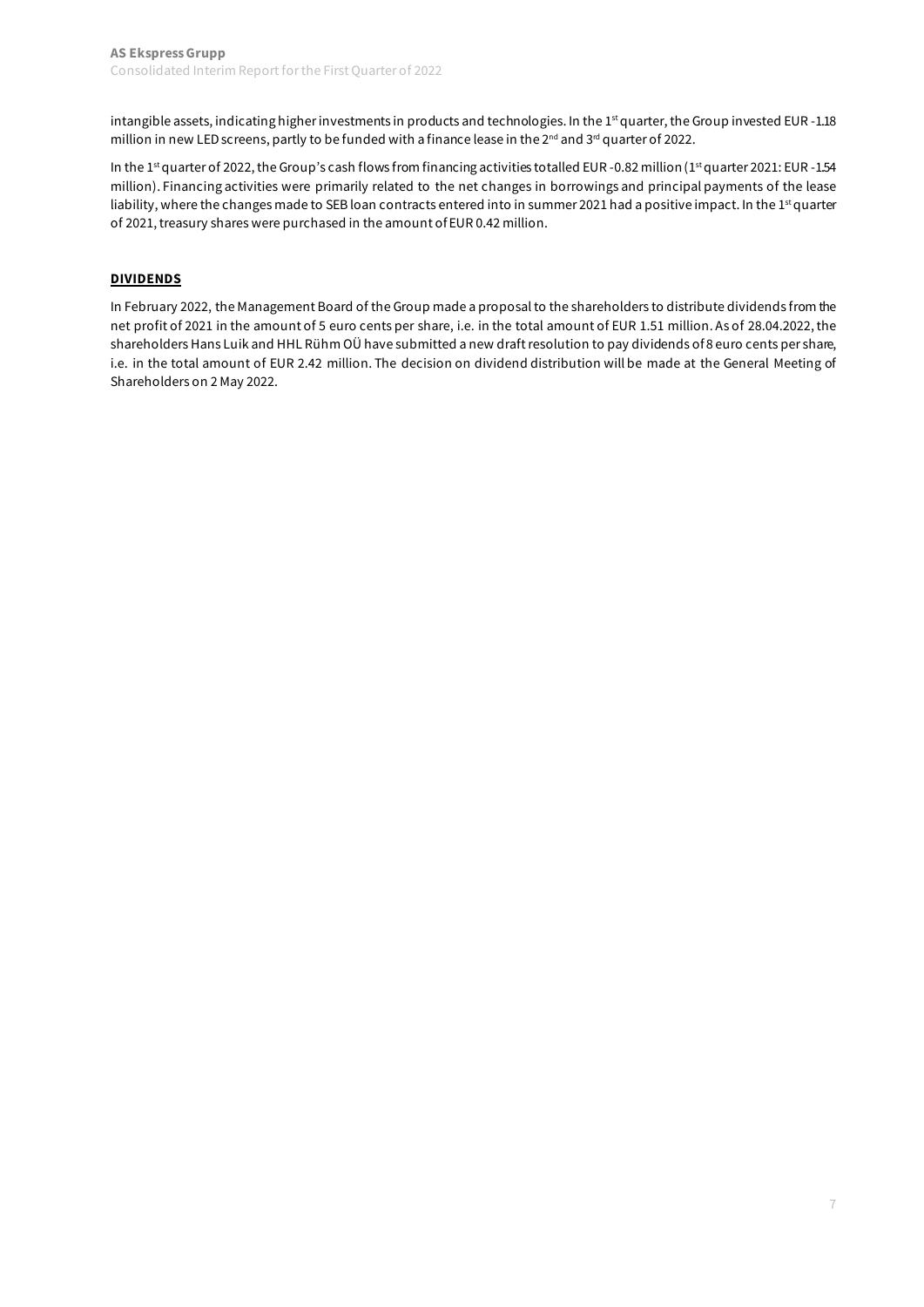intangible assets, indicating higher investments in products and technologies. In the 1st quarter, the Group invested EUR -1.18 million in new LED screens, partly to be funded with a finance lease in the 2nd and 3rd quarter of 2022.

In the 1st quarter of 2022, the Group's cash flows from financing activities totalled EUR -0.82 million (1st quarter 2021: EUR -1.54 million). Financing activities were primarily related to the net changes in borrowings and principal payments of the lease liability, where the changes made to SEB loan contracts entered into in summer 2021 had a positive impact. In the 1st quarter of 2021, treasury shares were purchased in the amount of EUR 0.42 million.

## DIVIDENDS

In February 2022, the Management Board of the Group made a proposal to the shareholders to distribute dividends from the net profit of 2021 in the amount of 5 euro cents per share, i.e. in the total amount of EUR 1.51 million. As of 28.04.2022, the shareholders Hans Luik and HHL Rühm OÜ have submitted a new draft resolution to pay dividends of 8 euro cents per share, i.e. in the total amount of EUR 2.42 million. The decision on dividend distribution will be made at the General Meeting of Shareholders on 2 May 2022.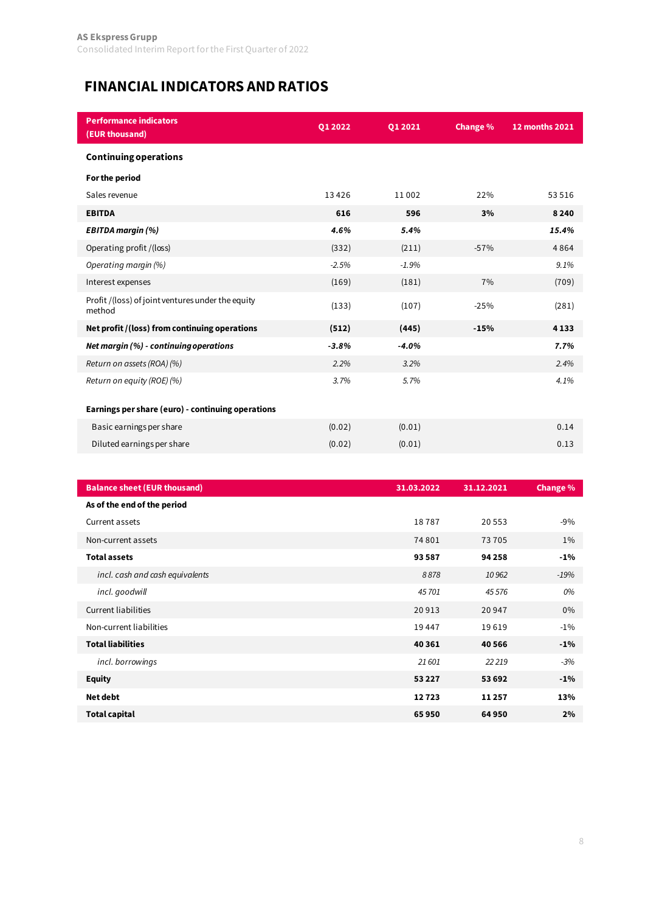# FINANCIAL INDICATORS AND RATIOS

| Performance indicators (EUR thousand) | Q1 2022 | Q1 2021 | Change % | 12 months 2021 |
|---|---|---|---|---|
| **Continuing operations** | | | | |
| **For the period** | | | | |
| Sales revenue | 13 426 | 11 002 | 22% | 53 516 |
| **EBITDA** | **616** | **596** | **3%** | **8 240** |
| ***EBITDA margin (%)*** | ***4.6%*** | ***5.4%*** | | ***15.4%*** |
| Operating profit /(loss) | (332) | (211) | -57% | 4 864 |
| *Operating margin (%)* | *-2.5%* | *-1.9%* | | *9.1%* |
| Interest expenses | (169) | (181) | 7% | (709) |
| Profit /(loss) of joint ventures under the equity method | (133) | (107) | -25% | (281) |
| **Net profit /(loss) from continuing operations** | **(512)** | **(445)** | **-15%** | **4 133** |
| ***Net margin (%) - continuing operations*** | ***-3.8%*** | ***-4.0%*** | | ***7.7%*** |
| *Return on assets (ROA) (%)* | *2.2%* | *3.2%* | | *2.4%* |
| *Return on equity (ROE) (%)* | *3.7%* | *5.7%* | | *4.1%* |
| **Earnings per share (euro) - continuing operations** | | | | |
| Basic earnings per share | (0.02) | (0.01) | | 0.14 |
| Diluted earnings per share | (0.02) | (0.01) | | 0.13 |

| Balance sheet (EUR thousand) | 31.03.2022 | 31.12.2021 | Change % |
|---|---|---|---|
| **As of the end of the period** | | | |
| Current assets | 18 787 | 20 553 | -9% |
| Non-current assets | 74 801 | 73 705 | 1% |
| **Total assets** | **93 587** | **94 258** | **-1%** |
| *incl. cash and cash equivalents* | *8 878* | *10 962* | *-19%* |
| *incl. goodwill* | *45 701* | *45 576* | *0%* |
| Current liabilities | 20 913 | 20 947 | 0% |
| Non-current liabilities | 19 447 | 19 619 | -1% |
| **Total liabilities** | **40 361** | **40 566** | **-1%** |
| *incl. borrowings* | *21 601* | *22 219* | *-3%* |
| **Equity** | **53 227** | **53 692** | **-1%** |
| **Net debt** | **12 723** | **11 257** | **13%** |
| **Total capital** | **65 950** | **64 950** | **2%** |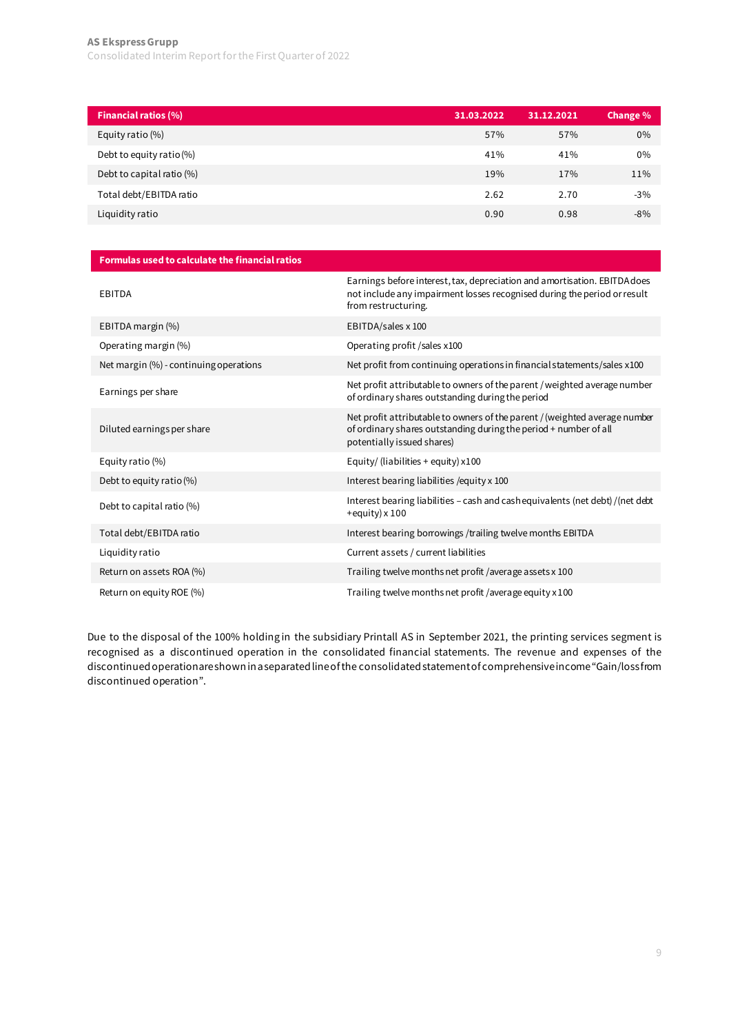| Financial ratios (%) | 31.03.2022 | 31.12.2021 | Change % |
|---|---|---|---|
| Equity ratio (%) | 57% | 57% | 0% |
| Debt to equity ratio (%) | 41% | 41% | 0% |
| Debt to capital ratio (%) | 19% | 17% | 11% |
| Total debt/EBITDA ratio | 2.62 | 2.70 | -3% |
| Liquidity ratio | 0.90 | 0.98 | -8% |

| Formulas used to calculate the financial ratios | |
|---|---|
| EBITDA | Earnings before interest, tax, depreciation and amortisation. EBITDA does not include any impairment losses recognised during the period or result from restructuring. |
| EBITDA margin (%) | EBITDA/sales x 100 |
| Operating margin (%) | Operating profit /sales x100 |
| Net margin (%) - continuing operations | Net profit from continuing operations in financial statements/sales x100 |
| Earnings per share | Net profit attributable to owners of the parent / weighted average number of ordinary shares outstanding during the period |
| Diluted earnings per share | Net profit attributable to owners of the parent / (weighted average number of ordinary shares outstanding during the period + number of all potentially issued shares) |
| Equity ratio (%) | Equity/ (liabilities + equity) x100 |
| Debt to equity ratio (%) | Interest bearing liabilities /equity x 100 |
| Debt to capital ratio (%) | Interest bearing liabilities – cash and cash equivalents (net debt) / (net debt +equity) x 100 |
| Total debt/EBITDA ratio | Interest bearing borrowings /trailing twelve months EBITDA |
| Liquidity ratio | Current assets / current liabilities |
| Return on assets ROA (%) | Trailing twelve months net profit /average assets x 100 |
| Return on equity ROE (%) | Trailing twelve months net profit /average equity x 100 |

Due to the disposal of the 100% holding in the subsidiary Printall AS in September 2021, the printing services segment is recognised as a discontinued operation in the consolidated financial statements. The revenue and expenses of the discontinued operation are shown in a separated line of the consolidated statement of comprehensive income "Gain/loss from discontinued operation".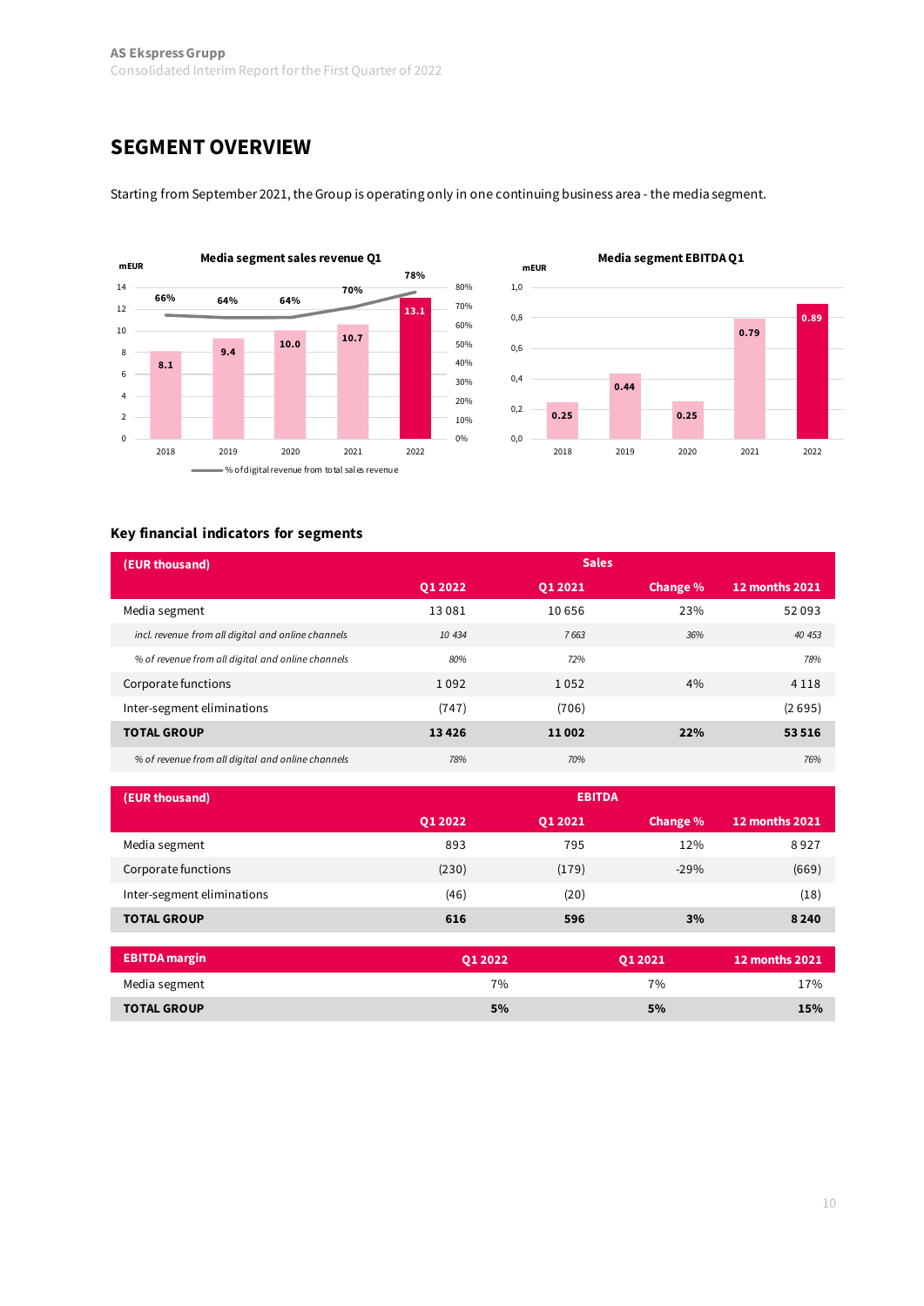## SEGMENT OVERVIEW

Starting from September 2021, the Group is operating only in one continuing business area - the media segment.

**Media segment sales revenue Q1**

mEUR

| Year | Sales revenue (mEUR) | % of digital revenue from total sales revenue |
|---|---|---|
| 2018 | 8.1 | 66% |
| 2019 | 9.4 | 64% |
| 2020 | 10.0 | 64% |
| 2021 | 10.7 | 70% |
| 2022 | 13.1 | 78% |

**Media segment EBITDA Q1**

mEUR

| Year | EBITDA (mEUR) |
|---|---|
| 2018 | 0.25 |
| 2019 | 0.44 |
| 2020 | 0.25 |
| 2021 | 0.79 |
| 2022 | 0.89 |

### Key financial indicators for segments

| (EUR thousand) | Sales | | | |
|---|---|---|---|---|
| | Q1 2022 | Q1 2021 | Change % | 12 months 2021 |
| Media segment | 13 081 | 10 656 | 23% | 52 093 |
| *incl. revenue from all digital and online channels* | *10 434* | *7 663* | *36%* | *40 453* |
| *% of revenue from all digital and online channels* | *80%* | *72%* | | *78%* |
| Corporate functions | 1 092 | 1 052 | 4% | 4 118 |
| Inter-segment eliminations | (747) | (706) | | (2 695) |
| **TOTAL GROUP** | **13 426** | **11 002** | **22%** | **53 516** |
| *% of revenue from all digital and online channels* | *78%* | *70%* | | *76%* |

| (EUR thousand) | EBITDA | | | |
|---|---|---|---|---|
| | Q1 2022 | Q1 2021 | Change % | 12 months 2021 |
| Media segment | 893 | 795 | 12% | 8 927 |
| Corporate functions | (230) | (179) | -29% | (669) |
| Inter-segment eliminations | (46) | (20) | | (18) |
| **TOTAL GROUP** | **616** | **596** | **3%** | **8 240** |

| EBITDA margin | Q1 2022 | Q1 2021 | 12 months 2021 |
|---|---|---|---|
| Media segment | 7% | 7% | 17% |
| **TOTAL GROUP** | **5%** | **5%** | **15%** |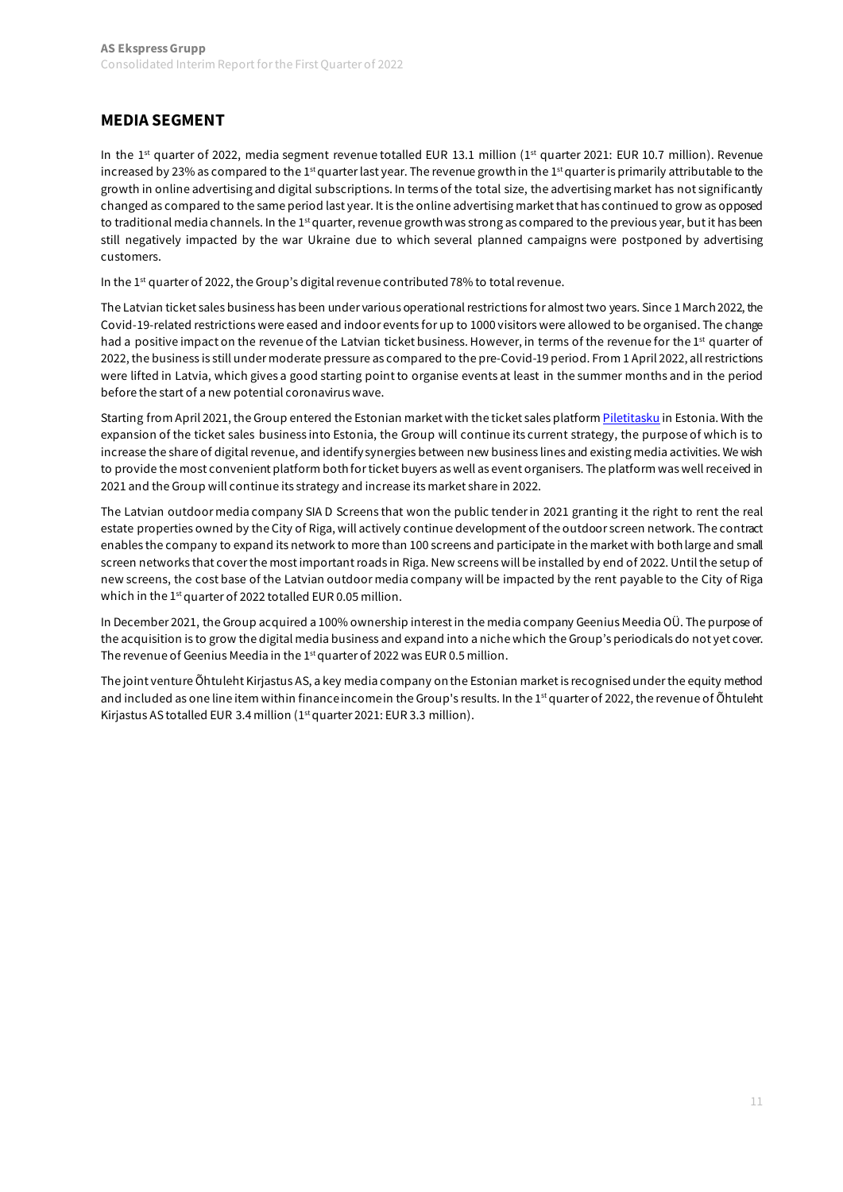## MEDIA SEGMENT

In the 1st quarter of 2022, media segment revenue totalled EUR 13.1 million (1st quarter 2021: EUR 10.7 million). Revenue increased by 23% as compared to the 1st quarter last year. The revenue growth in the 1st quarter is primarily attributable to the growth in online advertising and digital subscriptions. In terms of the total size, the advertising market has not significantly changed as compared to the same period last year. It is the online advertising market that has continued to grow as opposed to traditional media channels. In the 1st quarter, revenue growth was strong as compared to the previous year, but it has been still negatively impacted by the war Ukraine due to which several planned campaigns were postponed by advertising customers.

In the 1st quarter of 2022, the Group's digital revenue contributed 78% to total revenue.

The Latvian ticket sales business has been under various operational restrictions for almost two years. Since 1 March 2022, the Covid-19-related restrictions were eased and indoor events for up to 1000 visitors were allowed to be organised. The change had a positive impact on the revenue of the Latvian ticket business. However, in terms of the revenue for the 1st quarter of 2022, the business is still under moderate pressure as compared to the pre-Covid-19 period. From 1 April 2022, all restrictions were lifted in Latvia, which gives a good starting point to organise events at least in the summer months and in the period before the start of a new potential coronavirus wave.

Starting from April 2021, the Group entered the Estonian market with the ticket sales platform Piletitasku in Estonia. With the expansion of the ticket sales business into Estonia, the Group will continue its current strategy, the purpose of which is to increase the share of digital revenue, and identify synergies between new business lines and existing media activities. We wish to provide the most convenient platform both for ticket buyers as well as event organisers. The platform was well received in 2021 and the Group will continue its strategy and increase its market share in 2022.

The Latvian outdoor media company SIA D Screens that won the public tender in 2021 granting it the right to rent the real estate properties owned by the City of Riga, will actively continue development of the outdoor screen network. The contract enables the company to expand its network to more than 100 screens and participate in the market with both large and small screen networks that cover the most important roads in Riga. New screens will be installed by end of 2022. Until the setup of new screens, the cost base of the Latvian outdoor media company will be impacted by the rent payable to the City of Riga which in the 1st quarter of 2022 totalled EUR 0.05 million.

In December 2021, the Group acquired a 100% ownership interest in the media company Geenius Meedia OÜ. The purpose of the acquisition is to grow the digital media business and expand into a niche which the Group's periodicals do not yet cover. The revenue of Geenius Meedia in the 1st quarter of 2022 was EUR 0.5 million.

The joint venture Õhtuleht Kirjastus AS, a key media company on the Estonian market is recognised under the equity method and included as one line item within finance income in the Group's results. In the 1st quarter of 2022, the revenue of Õhtuleht Kirjastus AS totalled EUR 3.4 million (1st quarter 2021: EUR 3.3 million).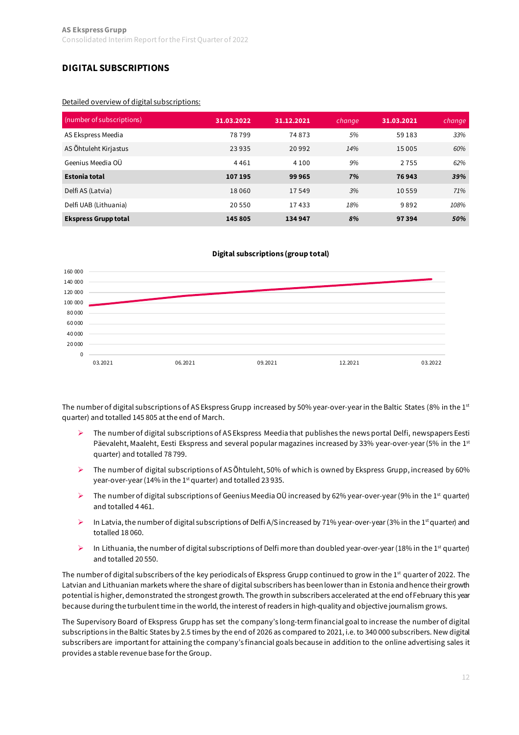## DIGITAL SUBSCRIPTIONS

Detailed overview of digital subscriptions:

| (number of subscriptions) | 31.03.2022 | 31.12.2021 | *change* | 31.03.2021 | *change* |
|---|---|---|---|---|---|
| AS Ekspress Meedia | 78 799 | 74 873 | *5%* | 59 183 | *33%* |
| AS Õhtuleht Kirjastus | 23 935 | 20 992 | *14%* | 15 005 | *60%* |
| Geenius Meedia OÜ | 4 461 | 4 100 | *9%* | 2 755 | *62%* |
| **Estonia total** | **107 195** | **99 965** | ***7%*** | **76 943** | ***39%*** |
| Delfi AS (Latvia) | 18 060 | 17 549 | *3%* | 10 559 | *71%* |
| Delfi UAB (Lithuania) | 20 550 | 17 433 | *18%* | 9 892 | *108%* |
| **Ekspress Grupp total** | **145 805** | **134 947** | ***8%*** | **97 394** | ***50%*** |

**Digital subscriptions (group total)**

The number of digital subscriptions of AS Ekspress Grupp increased by 50% year-over-year in the Baltic States (8% in the 1st quarter) and totalled 145 805 at the end of March.

- The number of digital subscriptions of AS Ekspress Meedia that publishes the news portal Delfi, newspapers Eesti Päevaleht, Maaleht, Eesti Ekspress and several popular magazines increased by 33% year-over-year (5% in the 1st quarter) and totalled 78 799.
- The number of digital subscriptions of AS Õhtuleht, 50% of which is owned by Ekspress Grupp, increased by 60% year-over-year (14% in the 1st quarter) and totalled 23 935.
- The number of digital subscriptions of Geenius Meedia OÜ increased by 62% year-over-year (9% in the 1st quarter) and totalled 4 461.
- In Latvia, the number of digital subscriptions of Delfi A/S increased by 71% year-over-year (3% in the 1st quarter) and totalled 18 060.
- In Lithuania, the number of digital subscriptions of Delfi more than doubled year-over-year (18% in the 1st quarter) and totalled 20 550.

The number of digital subscribers of the key periodicals of Ekspress Grupp continued to grow in the 1st quarter of 2022. The Latvian and Lithuanian markets where the share of digital subscribers has been lower than in Estonia and hence their growth potential is higher, demonstrated the strongest growth. The growth in subscribers accelerated at the end of February this year because during the turbulent time in the world, the interest of readers in high-quality and objective journalism grows.

The Supervisory Board of Ekspress Grupp has set the company's long-term financial goal to increase the number of digital subscriptions in the Baltic States by 2.5 times by the end of 2026 as compared to 2021, i.e. to 340 000 subscribers. New digital subscribers are important for attaining the company's financial goals because in addition to the online advertising sales it provides a stable revenue base for the Group.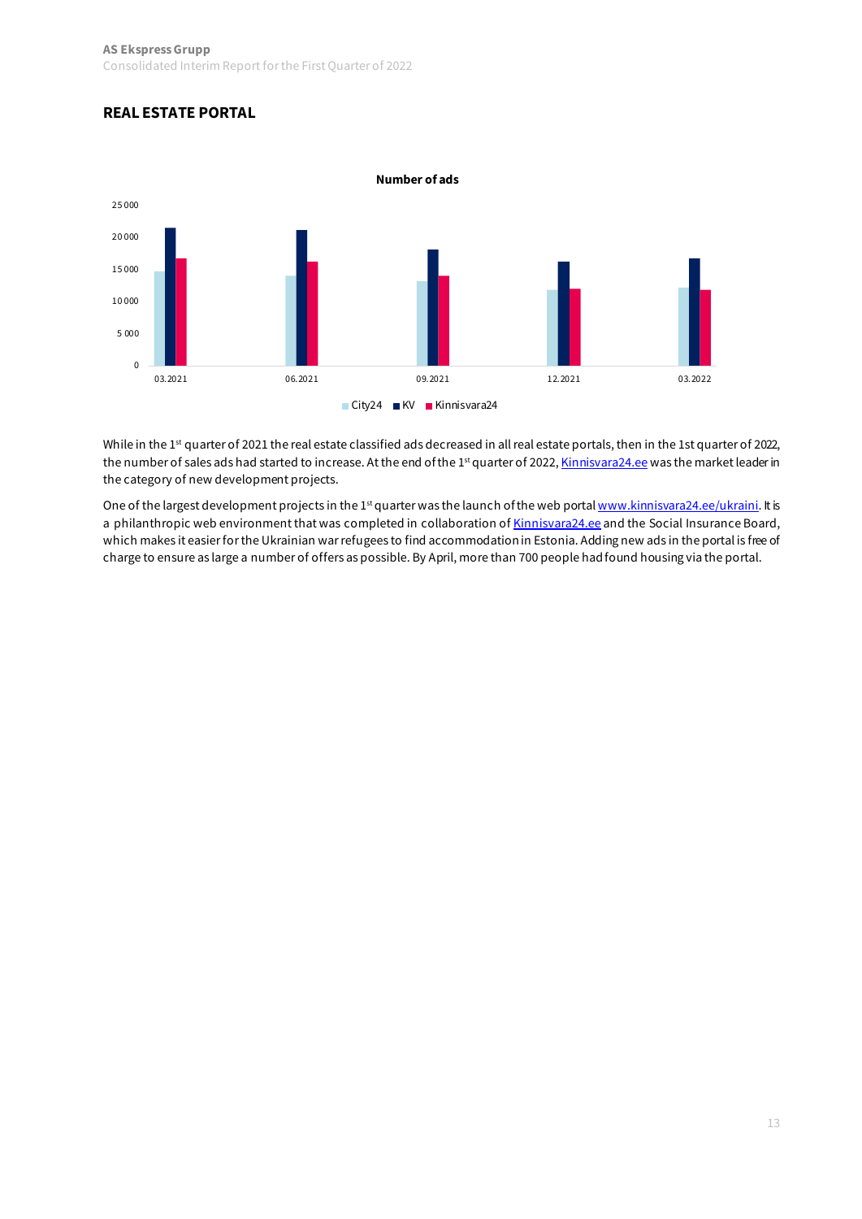## REAL ESTATE PORTAL

**Number of ads**

While in the 1st quarter of 2021 the real estate classified ads decreased in all real estate portals, then in the 1st quarter of 2022, the number of sales ads had started to increase. At the end of the 1st quarter of 2022, Kinnisvara24.ee was the market leader in the category of new development projects.

One of the largest development projects in the 1st quarter was the launch of the web portal www.kinnisvara24.ee/ukraini. It is a philanthropic web environment that was completed in collaboration of Kinnisvara24.ee and the Social Insurance Board, which makes it easier for the Ukrainian war refugees to find accommodation in Estonia. Adding new ads in the portal is free of charge to ensure as large a number of offers as possible. By April, more than 700 people had found housing via the portal.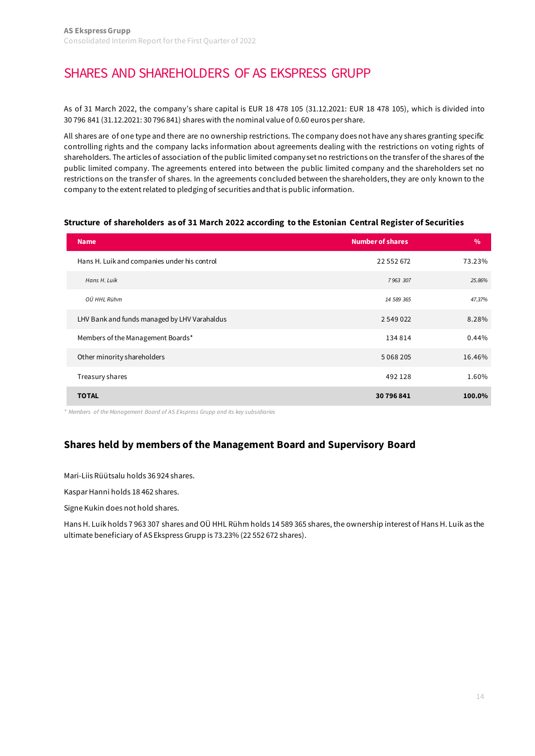# SHARES AND SHAREHOLDERS OF AS EKSPRESS GRUPP

As of 31 March 2022, the company's share capital is EUR 18 478 105 (31.12.2021: EUR 18 478 105), which is divided into 30 796 841 (31.12.2021: 30 796 841) shares with the nominal value of 0.60 euros per share.

All shares are of one type and there are no ownership restrictions. The company does not have any shares granting specific controlling rights and the company lacks information about agreements dealing with the restrictions on voting rights of shareholders. The articles of association of the public limited company set no restrictions on the transfer of the shares of the public limited company. The agreements entered into between the public limited company and the shareholders set no restrictions on the transfer of shares. In the agreements concluded between the shareholders, they are only known to the company to the extent related to pledging of securities and that is public information.

**Structure of shareholders as of 31 March 2022 according to the Estonian Central Register of Securities**

| Name | Number of shares | % |
|---|---|---|
| Hans H. Luik and companies under his control | 22 552 672 | 73.23% |
| *Hans H. Luik* | *7 963 307* | *25.86%* |
| *OÜ HHL Rühm* | *14 589 365* | *47.37%* |
| LHV Bank and funds managed by LHV Varahaldus | 2 549 022 | 8.28% |
| Members of the Management Boards* | 134 814 | 0.44% |
| Other minority shareholders | 5 068 205 | 16.46% |
| Treasury shares | 492 128 | 1.60% |
| **TOTAL** | **30 796 841** | **100.0%** |

*\* Members of the Management Board of AS Ekspress Grupp and its key subsidiaries*

## Shares held by members of the Management Board and Supervisory Board

Mari-Liis Rüütsalu holds 36 924 shares.

Kaspar Hanni holds 18 462 shares.

Signe Kukin does not hold shares.

Hans H. Luik holds 7 963 307 shares and OÜ HHL Rühm holds 14 589 365 shares, the ownership interest of Hans H. Luik as the ultimate beneficiary of AS Ekspress Grupp is 73.23% (22 552 672 shares).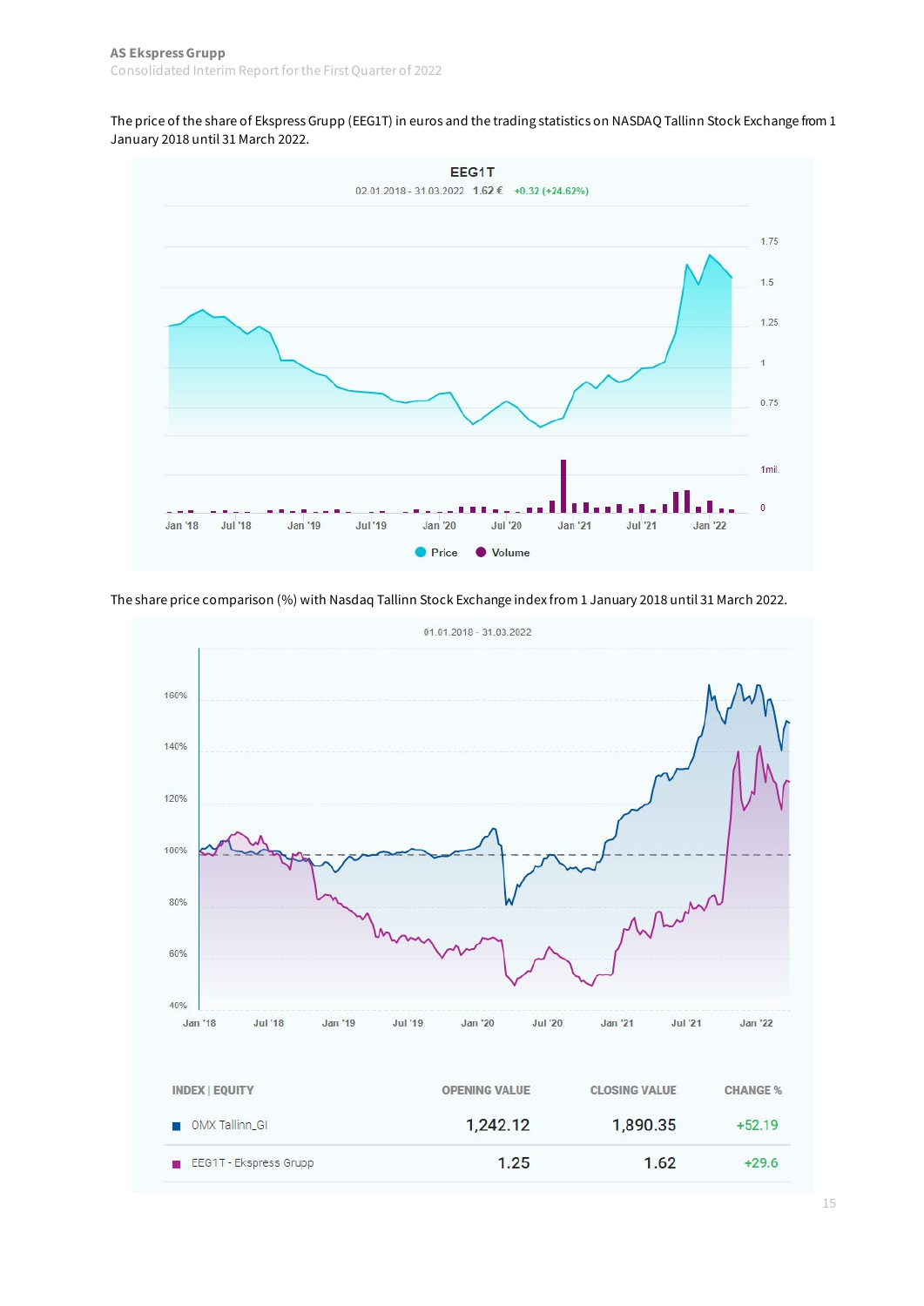The price of the share of Ekspress Grupp (EEG1T) in euros and the trading statistics on NASDAQ Tallinn Stock Exchange from 1 January 2018 until 31 March 2022.

The share price comparison (%) with Nasdaq Tallinn Stock Exchange index from 1 January 2018 until 31 March 2022.

| INDEX \| EQUITY | OPENING VALUE | CLOSING VALUE | CHANGE % |
|---|---|---|---|
| OMX Tallinn_GI | 1,242.12 | 1,890.35 | +52.19 |
| EEG1T - Ekspress Grupp | 1.25 | 1.62 | +29.6 |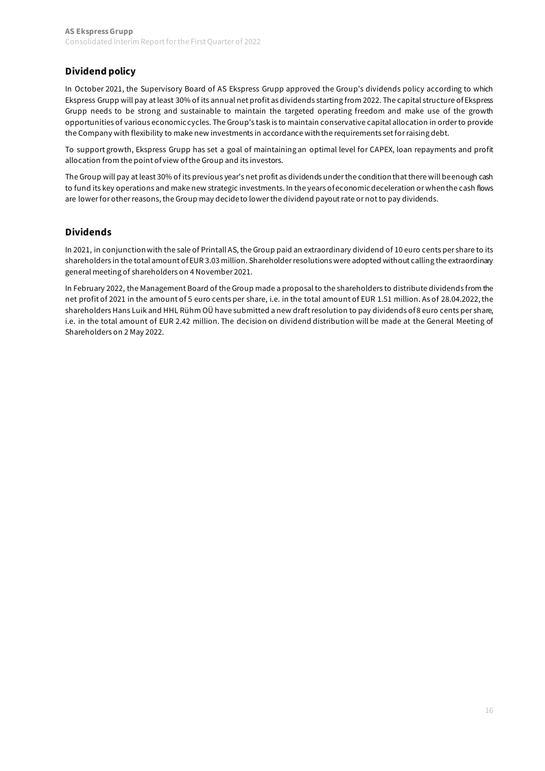## Dividend policy

In October 2021, the Supervisory Board of AS Ekspress Grupp approved the Group's dividends policy according to which Ekspress Grupp will pay at least 30% of its annual net profit as dividends starting from 2022. The capital structure of Ekspress Grupp needs to be strong and sustainable to maintain the targeted operating freedom and make use of the growth opportunities of various economic cycles. The Group's task is to maintain conservative capital allocation in order to provide the Company with flexibility to make new investments in accordance with the requirements set for raising debt.

To support growth, Ekspress Grupp has set a goal of maintaining an optimal level for CAPEX, loan repayments and profit allocation from the point of view of the Group and its investors.

The Group will pay at least 30% of its previous year's net profit as dividends under the condition that there will be enough cash to fund its key operations and make new strategic investments. In the years of economic deceleration or when the cash flows are lower for other reasons, the Group may decide to lower the dividend payout rate or not to pay dividends.

## Dividends

In 2021, in conjunction with the sale of Printall AS, the Group paid an extraordinary dividend of 10 euro cents per share to its shareholders in the total amount of EUR 3.03 million. Shareholder resolutions were adopted without calling the extraordinary general meeting of shareholders on 4 November 2021.

In February 2022, the Management Board of the Group made a proposal to the shareholders to distribute dividends from the net profit of 2021 in the amount of 5 euro cents per share, i.e. in the total amount of EUR 1.51 million. As of 28.04.2022, the shareholders Hans Luik and HHL Rühm OÜ have submitted a new draft resolution to pay dividends of 8 euro cents per share, i.e. in the total amount of EUR 2.42 million. The decision on dividend distribution will be made at the General Meeting of Shareholders on 2 May 2022.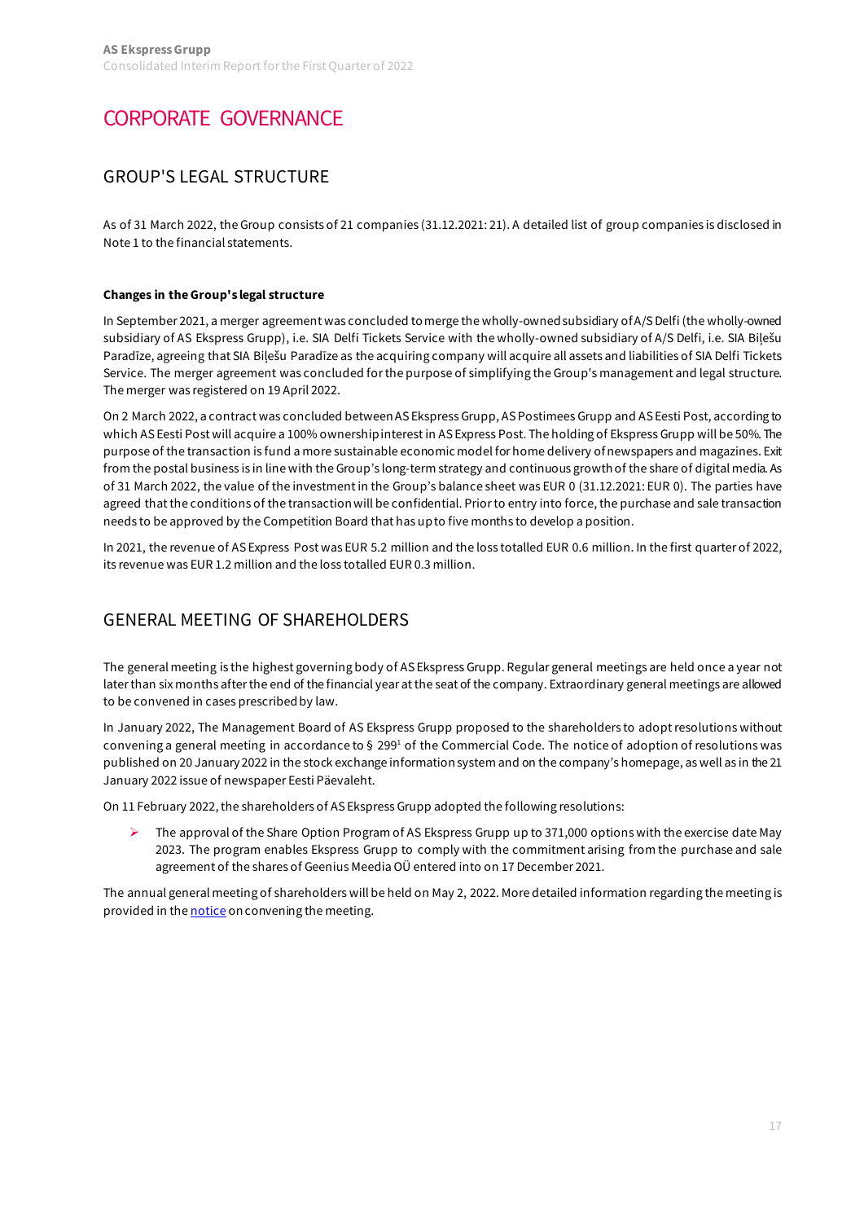# CORPORATE GOVERNANCE

## GROUP'S LEGAL STRUCTURE

As of 31 March 2022, the Group consists of 21 companies (31.12.2021: 21). A detailed list of group companies is disclosed in Note 1 to the financial statements.

**Changes in the Group's legal structure**

In September 2021, a merger agreement was concluded to merge the wholly-owned subsidiary of A/S Delfi (the wholly-owned subsidiary of AS Ekspress Grupp), i.e. SIA Delfi Tickets Service with the wholly-owned subsidiary of A/S Delfi, i.e. SIA Biļešu Paradīze, agreeing that SIA Biļešu Paradīze as the acquiring company will acquire all assets and liabilities of SIA Delfi Tickets Service. The merger agreement was concluded for the purpose of simplifying the Group's management and legal structure. The merger was registered on 19 April 2022.

On 2 March 2022, a contract was concluded between AS Ekspress Grupp, AS Postimees Grupp and AS Eesti Post, according to which AS Eesti Post will acquire a 100% ownership interest in AS Express Post. The holding of Ekspress Grupp will be 50%. The purpose of the transaction is fund a more sustainable economic model for home delivery of newspapers and magazines. Exit from the postal business is in line with the Group's long-term strategy and continuous growth of the share of digital media. As of 31 March 2022, the value of the investment in the Group's balance sheet was EUR 0 (31.12.2021: EUR 0). The parties have agreed that the conditions of the transaction will be confidential. Prior to entry into force, the purchase and sale transaction needs to be approved by the Competition Board that has up to five months to develop a position.

In 2021, the revenue of AS Express Post was EUR 5.2 million and the loss totalled EUR 0.6 million. In the first quarter of 2022, its revenue was EUR 1.2 million and the loss totalled EUR 0.3 million.

## GENERAL MEETING OF SHAREHOLDERS

The general meeting is the highest governing body of AS Ekspress Grupp. Regular general meetings are held once a year not later than six months after the end of the financial year at the seat of the company. Extraordinary general meetings are allowed to be convened in cases prescribed by law.

In January 2022, The Management Board of AS Ekspress Grupp proposed to the shareholders to adopt resolutions without convening a general meeting in accordance to § 299[1] of the Commercial Code. The notice of adoption of resolutions was published on 20 January 2022 in the stock exchange information system and on the company's homepage, as well as in the 21 January 2022 issue of newspaper Eesti Päevaleht.

On 11 February 2022, the shareholders of AS Ekspress Grupp adopted the following resolutions:

- The approval of the Share Option Program of AS Ekspress Grupp up to 371,000 options with the exercise date May 2023. The program enables Ekspress Grupp to comply with the commitment arising from the purchase and sale agreement of the shares of Geenius Meedia OÜ entered into on 17 December 2021.

The annual general meeting of shareholders will be held on May 2, 2022. More detailed information regarding the meeting is provided in the notice on convening the meeting.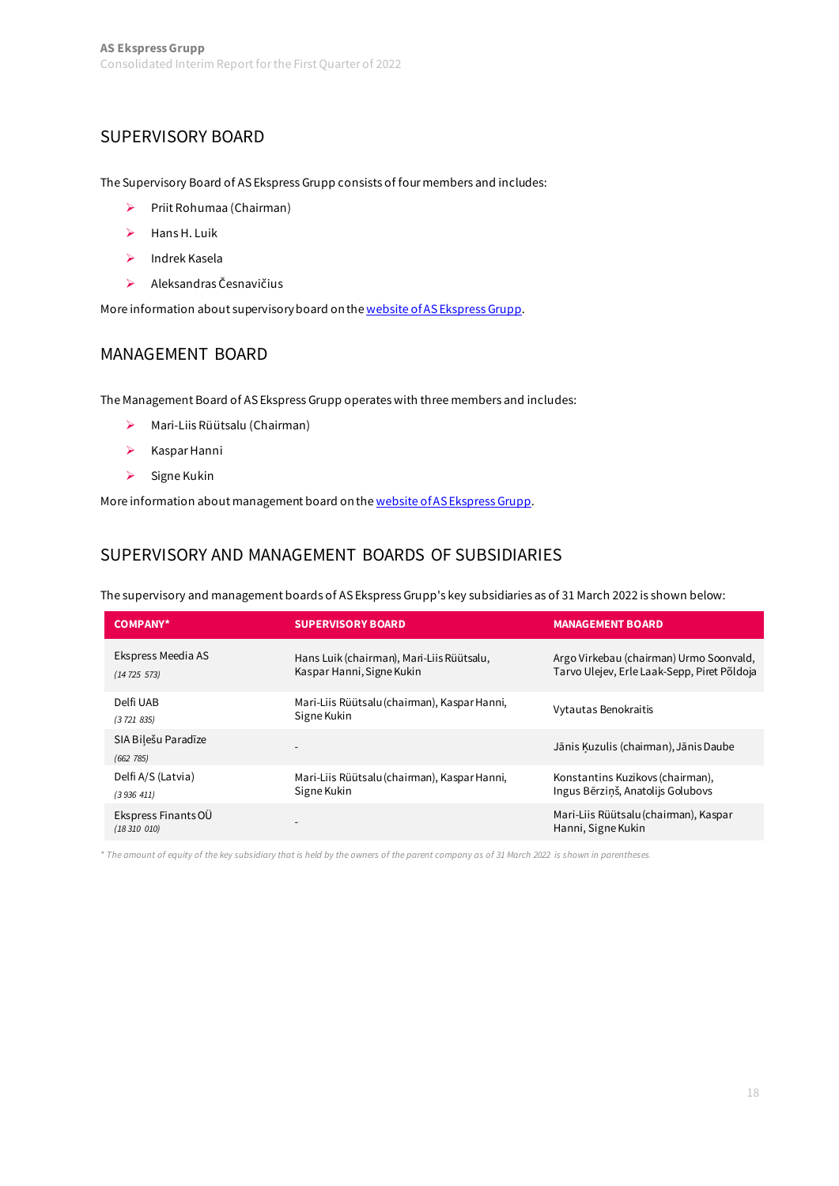## SUPERVISORY BOARD

The Supervisory Board of AS Ekspress Grupp consists of four members and includes:

- Priit Rohumaa (Chairman)
- Hans H. Luik
- Indrek Kasela
- Aleksandras Česnavičius

More information about supervisory board on the [website of AS Ekspress Grupp](#).

## MANAGEMENT BOARD

The Management Board of AS Ekspress Grupp operates with three members and includes:

- Mari-Liis Rüütsalu (Chairman)
- Kaspar Hanni
- Signe Kukin

More information about management board on the [website of AS Ekspress Grupp](#).

## SUPERVISORY AND MANAGEMENT BOARDS OF SUBSIDIARIES

The supervisory and management boards of AS Ekspress Grupp's key subsidiaries as of 31 March 2022 is shown below:

| COMPANY* | SUPERVISORY BOARD | MANAGEMENT BOARD |
|---|---|---|
| Ekspress Meedia AS *(14 725 573)* | Hans Luik (chairman), Mari-Liis Rüütsalu, Kaspar Hanni, Signe Kukin | Argo Virkebau (chairman) Urmo Soonvald, Tarvo Ulejev, Erle Laak-Sepp, Piret Põldoja |
| Delfi UAB *(3 721 835)* | Mari-Liis Rüütsalu (chairman), Kaspar Hanni, Signe Kukin | Vytautas Benokraitis |
| SIA Biļešu Paradīze *(662 785)* | - | Jānis Ķuzulis (chairman), Jānis Daube |
| Delfi A/S (Latvia) *(3 936 411)* | Mari-Liis Rüütsalu (chairman), Kaspar Hanni, Signe Kukin | Konstantins Kuzikovs (chairman), Ingus Bērziņš, Anatolijs Golubovs |
| Ekspress Finants OÜ *(18 310 010)* | - | Mari-Liis Rüütsalu (chairman), Kaspar Hanni, Signe Kukin |

*\* The amount of equity of the key subsidiary that is held by the owners of the parent company as of 31 March 2022 is shown in parentheses.*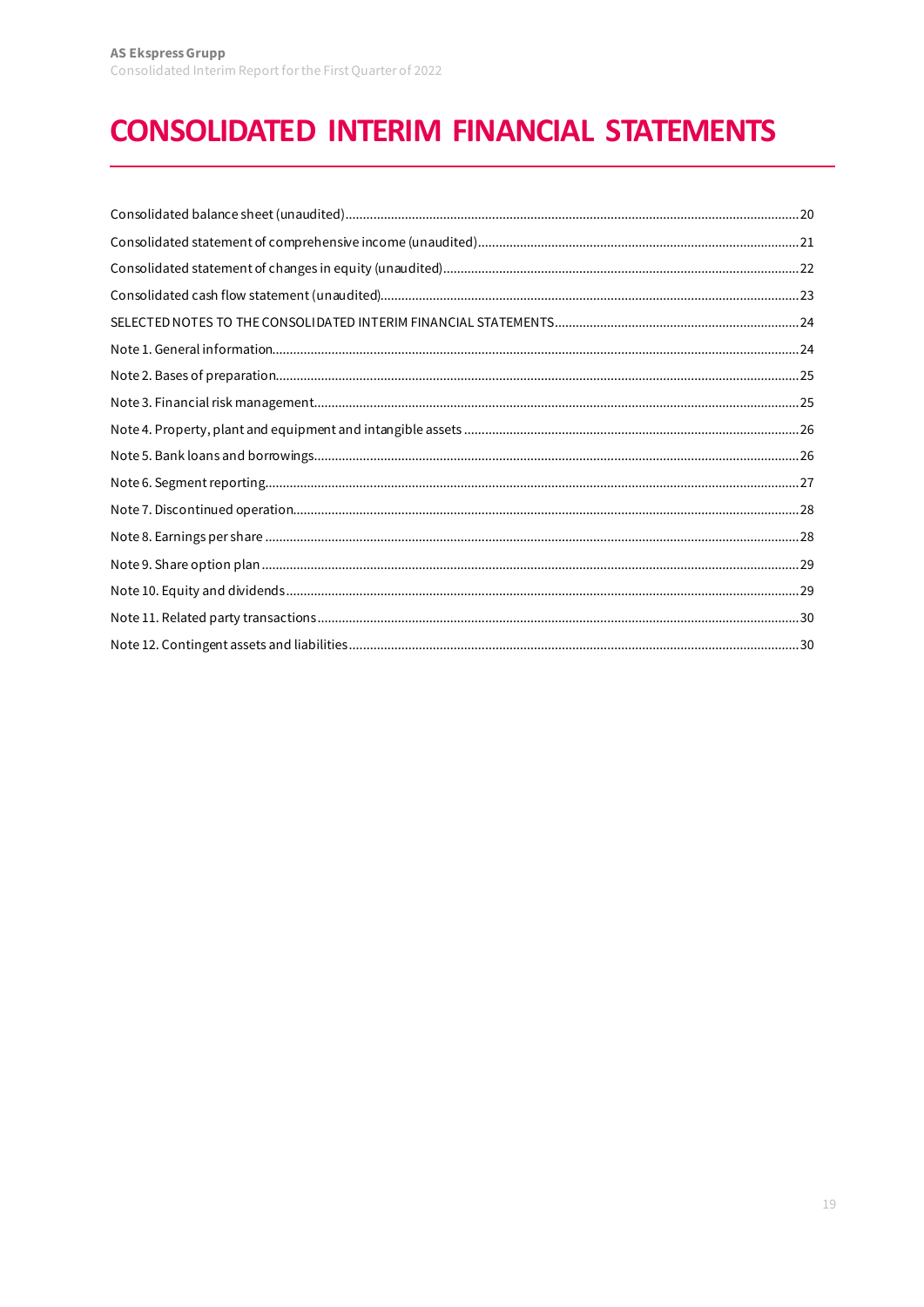# CONSOLIDATED INTERIM FINANCIAL STATEMENTS

Consolidated balance sheet (unaudited)..........20
Consolidated statement of comprehensive income (unaudited)..........21
Consolidated statement of changes in equity (unaudited)..........22
Consolidated cash flow statement (unaudited)..........23
SELECTED NOTES TO THE CONSOLIDATED INTERIM FINANCIAL STATEMENTS..........24
Note 1. General information..........24
Note 2. Bases of preparation..........25
Note 3. Financial risk management..........25
Note 4. Property, plant and equipment and intangible assets..........26
Note 5. Bank loans and borrowings..........26
Note 6. Segment reporting..........27
Note 7. Discontinued operation..........28
Note 8. Earnings per share..........28
Note 9. Share option plan..........29
Note 10. Equity and dividends..........29
Note 11. Related party transactions..........30
Note 12. Contingent assets and liabilities..........30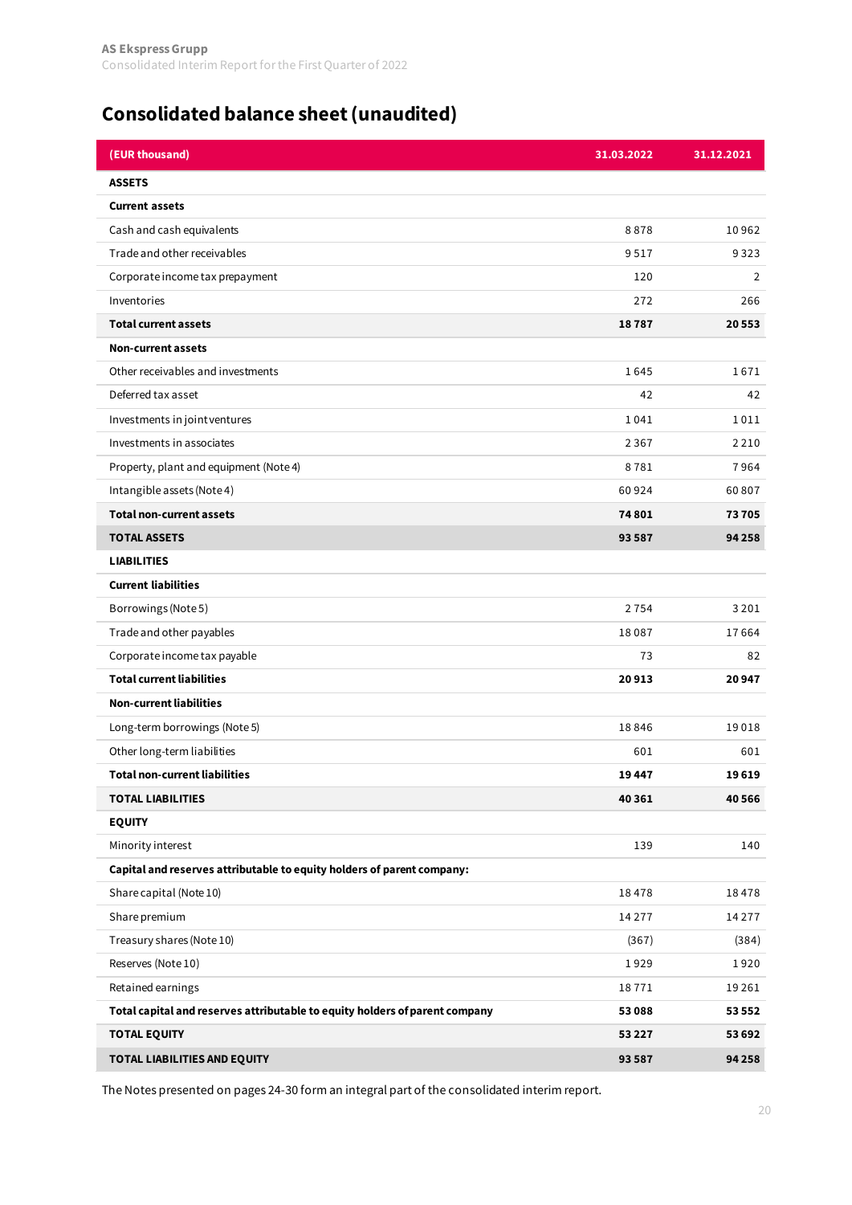# Consolidated balance sheet (unaudited)

| (EUR thousand) | 31.03.2022 | 31.12.2021 |
|---|---|---|
| **ASSETS** | | |
| **Current assets** | | |
| Cash and cash equivalents | 8 878 | 10 962 |
| Trade and other receivables | 9 517 | 9 323 |
| Corporate income tax prepayment | 120 | 2 |
| Inventories | 272 | 266 |
| **Total current assets** | **18 787** | **20 553** |
| **Non-current assets** | | |
| Other receivables and investments | 1 645 | 1 671 |
| Deferred tax asset | 42 | 42 |
| Investments in joint ventures | 1 041 | 1 011 |
| Investments in associates | 2 367 | 2 210 |
| Property, plant and equipment (Note 4) | 8 781 | 7 964 |
| Intangible assets (Note 4) | 60 924 | 60 807 |
| **Total non-current assets** | **74 801** | **73 705** |
| **TOTAL ASSETS** | **93 587** | **94 258** |
| **LIABILITIES** | | |
| **Current liabilities** | | |
| Borrowings (Note 5) | 2 754 | 3 201 |
| Trade and other payables | 18 087 | 17 664 |
| Corporate income tax payable | 73 | 82 |
| **Total current liabilities** | **20 913** | **20 947** |
| **Non-current liabilities** | | |
| Long-term borrowings (Note 5) | 18 846 | 19 018 |
| Other long-term liabilities | 601 | 601 |
| **Total non-current liabilities** | **19 447** | **19 619** |
| **TOTAL LIABILITIES** | **40 361** | **40 566** |
| **EQUITY** | | |
| Minority interest | 139 | 140 |
| **Capital and reserves attributable to equity holders of parent company:** | | |
| Share capital (Note 10) | 18 478 | 18 478 |
| Share premium | 14 277 | 14 277 |
| Treasury shares (Note 10) | (367) | (384) |
| Reserves (Note 10) | 1 929 | 1 920 |
| Retained earnings | 18 771 | 19 261 |
| **Total capital and reserves attributable to equity holders of parent company** | **53 088** | **53 552** |
| **TOTAL EQUITY** | **53 227** | **53 692** |
| **TOTAL LIABILITIES AND EQUITY** | **93 587** | **94 258** |

The Notes presented on pages 24-30 form an integral part of the consolidated interim report.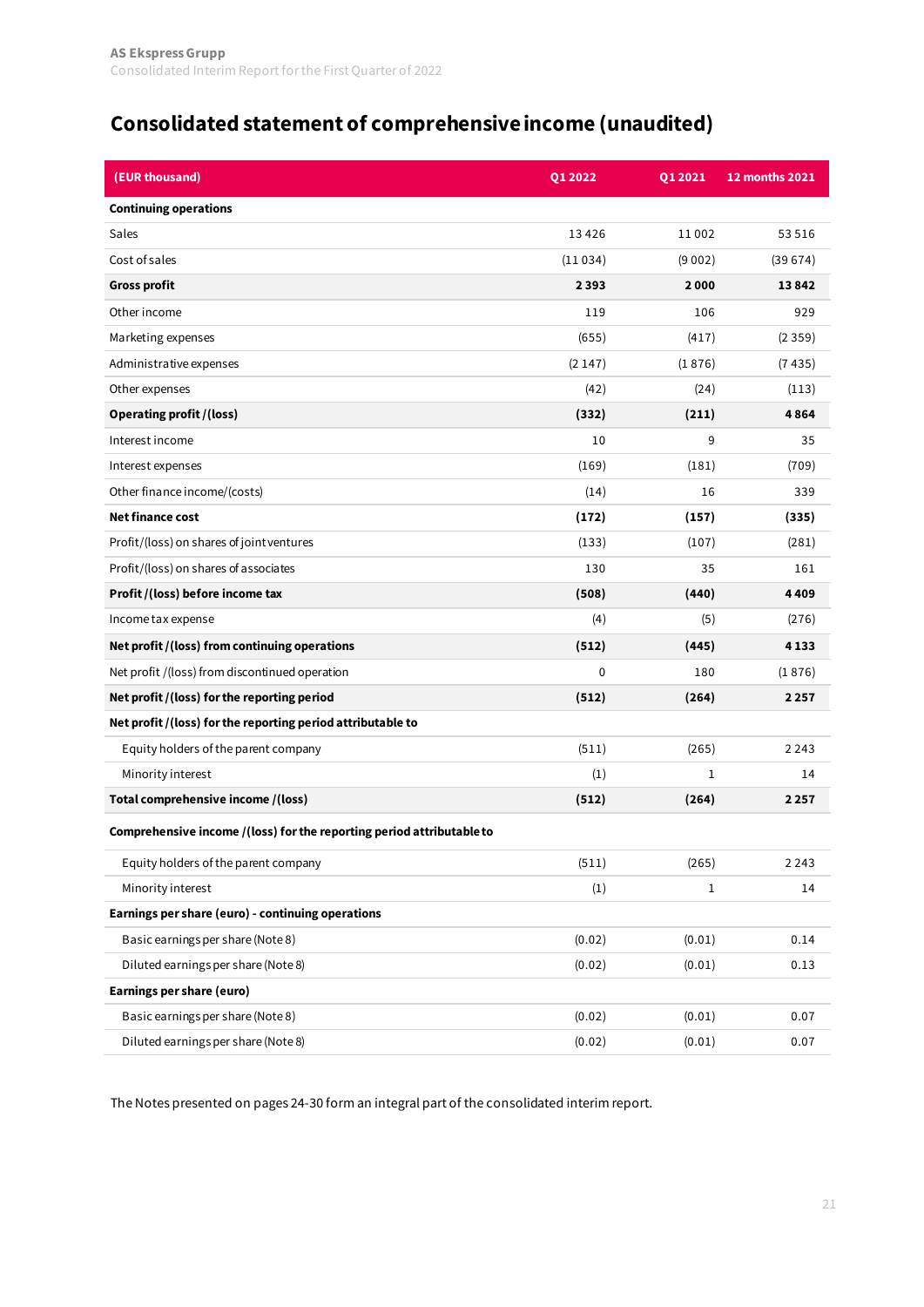# Consolidated statement of comprehensive income (unaudited)

| (EUR thousand) | Q1 2022 | Q1 2021 | 12 months 2021 |
|---|---|---|---|
| **Continuing operations** | | | |
| Sales | 13 426 | 11 002 | 53 516 |
| Cost of sales | (11 034) | (9 002) | (39 674) |
| **Gross profit** | **2 393** | **2 000** | **13 842** |
| Other income | 119 | 106 | 929 |
| Marketing expenses | (655) | (417) | (2 359) |
| Administrative expenses | (2 147) | (1 876) | (7 435) |
| Other expenses | (42) | (24) | (113) |
| **Operating profit / (loss)** | **(332)** | **(211)** | **4 864** |
| Interest income | 10 | 9 | 35 |
| Interest expenses | (169) | (181) | (709) |
| Other finance income/(costs) | (14) | 16 | 339 |
| **Net finance cost** | **(172)** | **(157)** | **(335)** |
| Profit/(loss) on shares of joint ventures | (133) | (107) | (281) |
| Profit/(loss) on shares of associates | 130 | 35 | 161 |
| **Profit / (loss) before income tax** | **(508)** | **(440)** | **4 409** |
| Income tax expense | (4) | (5) | (276) |
| **Net profit / (loss) from continuing operations** | **(512)** | **(445)** | **4 133** |
| Net profit / (loss) from discontinued operation | 0 | 180 | (1 876) |
| **Net profit / (loss) for the reporting period** | **(512)** | **(264)** | **2 257** |
| **Net profit / (loss) for the reporting period attributable to** | | | |
| Equity holders of the parent company | (511) | (265) | 2 243 |
| Minority interest | (1) | 1 | 14 |
| **Total comprehensive income / (loss)** | **(512)** | **(264)** | **2 257** |
| **Comprehensive income / (loss) for the reporting period attributable to** | | | |
| Equity holders of the parent company | (511) | (265) | 2 243 |
| Minority interest | (1) | 1 | 14 |
| **Earnings per share (euro) - continuing operations** | | | |
| Basic earnings per share (Note 8) | (0.02) | (0.01) | 0.14 |
| Diluted earnings per share (Note 8) | (0.02) | (0.01) | 0.13 |
| **Earnings per share (euro)** | | | |
| Basic earnings per share (Note 8) | (0.02) | (0.01) | 0.07 |
| Diluted earnings per share (Note 8) | (0.02) | (0.01) | 0.07 |

The Notes presented on pages 24-30 form an integral part of the consolidated interim report.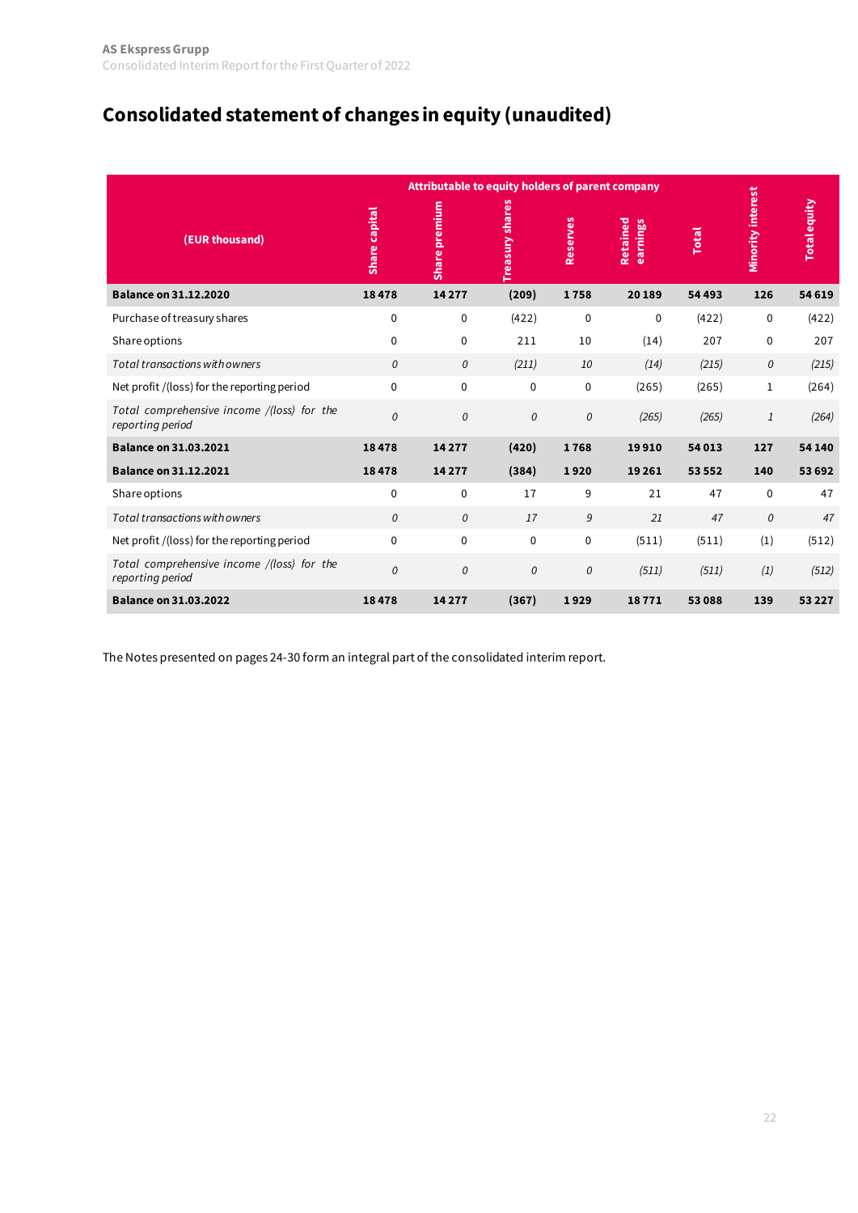# Consolidated statement of changes in equity (unaudited)

| (EUR thousand) | Attributable to equity holders of parent company | | | | | | Minority interest | Total equity |
|---|---|---|---|---|---|---|---|---|
| | Share capital | Share premium | Treasury shares | Reserves | Retained earnings | Total | | |
| **Balance on 31.12.2020** | **18 478** | **14 277** | **(209)** | **1 758** | **20 189** | **54 493** | **126** | **54 619** |
| Purchase of treasury shares | 0 | 0 | (422) | 0 | 0 | (422) | 0 | (422) |
| Share options | 0 | 0 | 211 | 10 | (14) | 207 | 0 | 207 |
| *Total transactions with owners* | *0* | *0* | *(211)* | *10* | *(14)* | *(215)* | *0* | *(215)* |
| Net profit /(loss) for the reporting period | 0 | 0 | 0 | 0 | (265) | (265) | 1 | (264) |
| *Total comprehensive income /(loss) for the reporting period* | *0* | *0* | *0* | *0* | *(265)* | *(265)* | *1* | *(264)* |
| **Balance on 31.03.2021** | **18 478** | **14 277** | **(420)** | **1 768** | **19 910** | **54 013** | **127** | **54 140** |
| **Balance on 31.12.2021** | **18 478** | **14 277** | **(384)** | **1 920** | **19 261** | **53 552** | **140** | **53 692** |
| Share options | 0 | 0 | 17 | 9 | 21 | 47 | 0 | 47 |
| *Total transactions with owners* | *0* | *0* | *17* | *9* | *21* | *47* | *0* | *47* |
| Net profit /(loss) for the reporting period | 0 | 0 | 0 | 0 | (511) | (511) | (1) | (512) |
| *Total comprehensive income /(loss) for the reporting period* | *0* | *0* | *0* | *0* | *(511)* | *(511)* | *(1)* | *(512)* |
| **Balance on 31.03.2022** | **18 478** | **14 277** | **(367)** | **1 929** | **18 771** | **53 088** | **139** | **53 227** |

The Notes presented on pages 24-30 form an integral part of the consolidated interim report.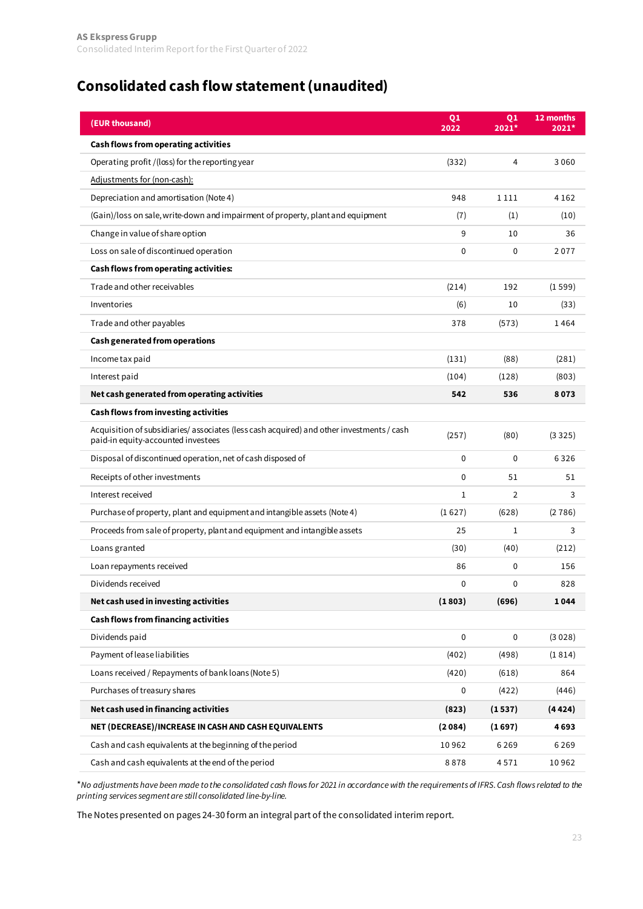# Consolidated cash flow statement (unaudited)

| (EUR thousand) | Q1 2022 | Q1 2021* | 12 months 2021* |
|---|---|---|---|
| **Cash flows from operating activities** | | | |
| Operating profit /(loss) for the reporting year | (332) | 4 | 3 060 |
| Adjustments for (non-cash): | | | |
| Depreciation and amortisation (Note 4) | 948 | 1 111 | 4 162 |
| (Gain)/loss on sale, write-down and impairment of property, plant and equipment | (7) | (1) | (10) |
| Change in value of share option | 9 | 10 | 36 |
| Loss on sale of discontinued operation | 0 | 0 | 2 077 |
| **Cash flows from operating activities:** | | | |
| Trade and other receivables | (214) | 192 | (1 599) |
| Inventories | (6) | 10 | (33) |
| Trade and other payables | 378 | (573) | 1 464 |
| **Cash generated from operations** | | | |
| Income tax paid | (131) | (88) | (281) |
| Interest paid | (104) | (128) | (803) |
| **Net cash generated from operating activities** | **542** | **536** | **8 073** |
| **Cash flows from investing activities** | | | |
| Acquisition of subsidiaries/ associates (less cash acquired) and other investments / cash paid-in equity-accounted investees | (257) | (80) | (3 325) |
| Disposal of discontinued operation, net of cash disposed of | 0 | 0 | 6 326 |
| Receipts of other investments | 0 | 51 | 51 |
| Interest received | 1 | 2 | 3 |
| Purchase of property, plant and equipment and intangible assets (Note 4) | (1 627) | (628) | (2 786) |
| Proceeds from sale of property, plant and equipment and intangible assets | 25 | 1 | 3 |
| Loans granted | (30) | (40) | (212) |
| Loan repayments received | 86 | 0 | 156 |
| Dividends received | 0 | 0 | 828 |
| **Net cash used in investing activities** | **(1 803)** | **(696)** | **1 044** |
| **Cash flows from financing activities** | | | |
| Dividends paid | 0 | 0 | (3 028) |
| Payment of lease liabilities | (402) | (498) | (1 814) |
| Loans received / Repayments of bank loans (Note 5) | (420) | (618) | 864 |
| Purchases of treasury shares | 0 | (422) | (446) |
| **Net cash used in financing activities** | **(823)** | **(1 537)** | **(4 424)** |
| **NET (DECREASE)/INCREASE IN CASH AND CASH EQUIVALENTS** | **(2 084)** | **(1 697)** | **4 693** |
| Cash and cash equivalents at the beginning of the period | 10 962 | 6 269 | 6 269 |
| Cash and cash equivalents at the end of the period | 8 878 | 4 571 | 10 962 |

**No adjustments have been made to the consolidated cash flows for 2021 in accordance with the requirements of IFRS. Cash flows related to the printing services segment are still consolidated line-by-line.*

The Notes presented on pages 24-30 form an integral part of the consolidated interim report.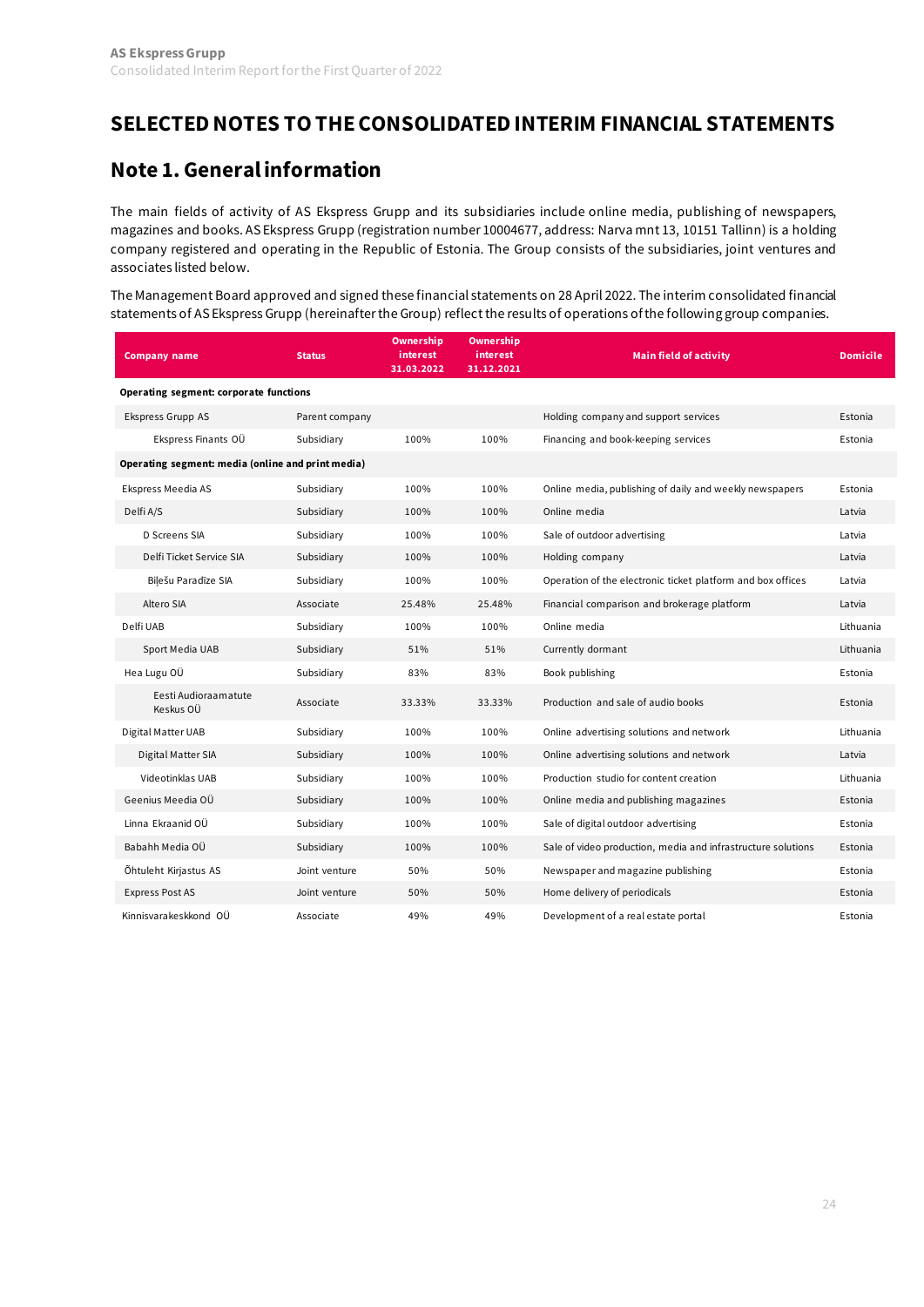# SELECTED NOTES TO THE CONSOLIDATED INTERIM FINANCIAL STATEMENTS

## Note 1. General information

The main fields of activity of AS Ekspress Grupp and its subsidiaries include online media, publishing of newspapers, magazines and books. AS Ekspress Grupp (registration number 10004677, address: Narva mnt 13, 10151 Tallinn) is a holding company registered and operating in the Republic of Estonia. The Group consists of the subsidiaries, joint ventures and associates listed below.

The Management Board approved and signed these financial statements on 28 April 2022. The interim consolidated financial statements of AS Ekspress Grupp (hereinafter the Group) reflect the results of operations of the following group companies.

| Company name | Status | Ownership interest 31.03.2022 | Ownership interest 31.12.2021 | Main field of activity | Domicile |
|---|---|---|---|---|---|
| **Operating segment: corporate functions** | | | | | |
| Ekspress Grupp AS | Parent company | | | Holding company and support services | Estonia |
| Ekspress Finants OÜ | Subsidiary | 100% | 100% | Financing and book-keeping services | Estonia |
| **Operating segment: media (online and print media)** | | | | | |
| Ekspress Meedia AS | Subsidiary | 100% | 100% | Online media, publishing of daily and weekly newspapers | Estonia |
| Delfi A/S | Subsidiary | 100% | 100% | Online media | Latvia |
| D Screens SIA | Subsidiary | 100% | 100% | Sale of outdoor advertising | Latvia |
| Delfi Ticket Service SIA | Subsidiary | 100% | 100% | Holding company | Latvia |
| Biļešu Paradīze SIA | Subsidiary | 100% | 100% | Operation of the electronic ticket platform and box offices | Latvia |
| Altero SIA | Associate | 25.48% | 25.48% | Financial comparison and brokerage platform | Latvia |
| Delfi UAB | Subsidiary | 100% | 100% | Online media | Lithuania |
| Sport Media UAB | Subsidiary | 51% | 51% | Currently dormant | Lithuania |
| Hea Lugu OÜ | Subsidiary | 83% | 83% | Book publishing | Estonia |
| Eesti Audioraamatute Keskus OÜ | Associate | 33.33% | 33.33% | Production and sale of audio books | Estonia |
| Digital Matter UAB | Subsidiary | 100% | 100% | Online advertising solutions and network | Lithuania |
| Digital Matter SIA | Subsidiary | 100% | 100% | Online advertising solutions and network | Latvia |
| Videotinklas UAB | Subsidiary | 100% | 100% | Production studio for content creation | Lithuania |
| Geenius Meedia OÜ | Subsidiary | 100% | 100% | Online media and publishing magazines | Estonia |
| Linna Ekraanid OÜ | Subsidiary | 100% | 100% | Sale of digital outdoor advertising | Estonia |
| Babahh Media OÜ | Subsidiary | 100% | 100% | Sale of video production, media and infrastructure solutions | Estonia |
| Õhtuleht Kirjastus AS | Joint venture | 50% | 50% | Newspaper and magazine publishing | Estonia |
| Express Post AS | Joint venture | 50% | 50% | Home delivery of periodicals | Estonia |
| Kinnisvarakeskkond OÜ | Associate | 49% | 49% | Development of a real estate portal | Estonia |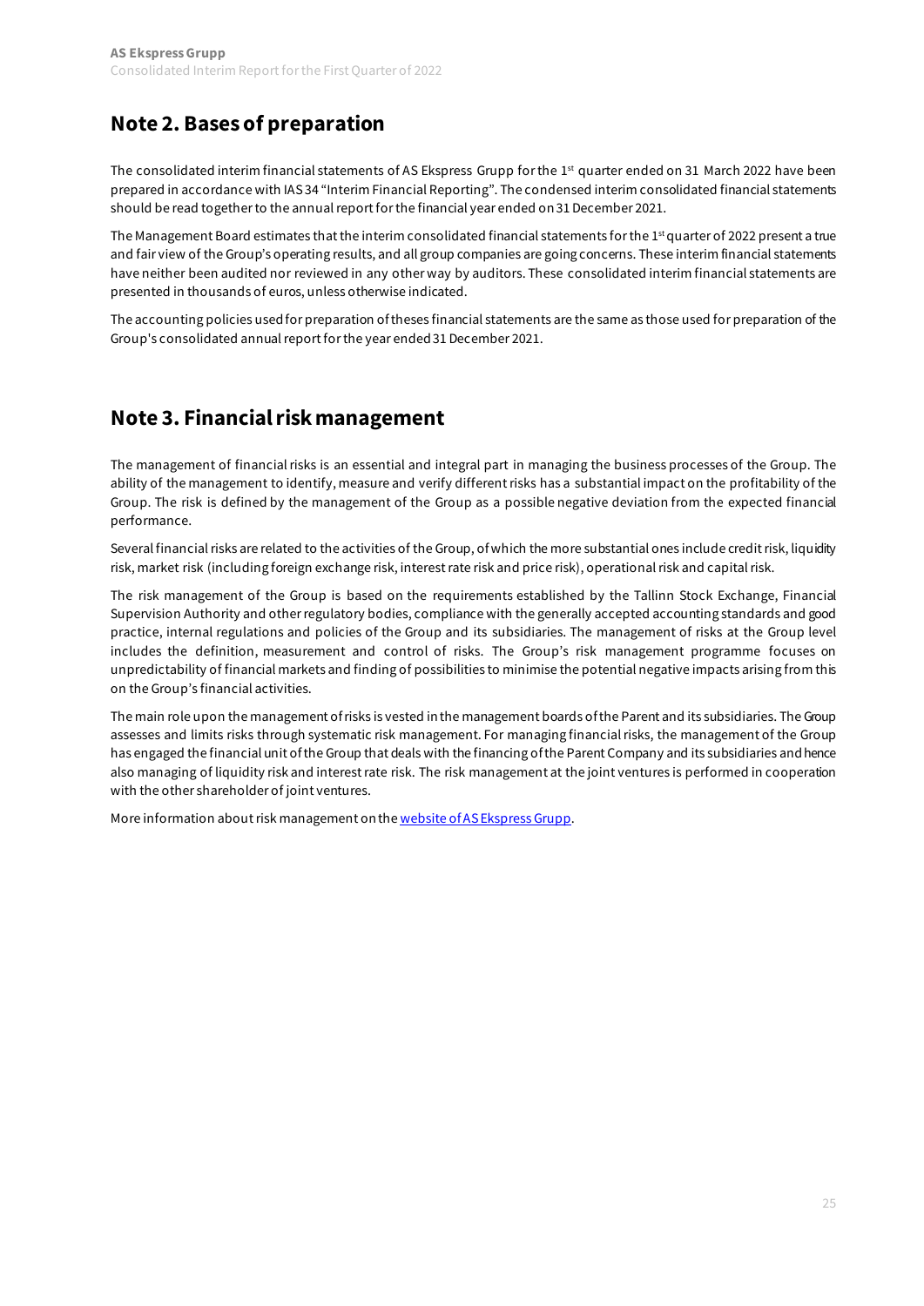## Note 2. Bases of preparation

The consolidated interim financial statements of AS Ekspress Grupp for the 1st quarter ended on 31 March 2022 have been prepared in accordance with IAS 34 "Interim Financial Reporting". The condensed interim consolidated financial statements should be read together to the annual report for the financial year ended on 31 December 2021.

The Management Board estimates that the interim consolidated financial statements for the 1st quarter of 2022 present a true and fair view of the Group's operating results, and all group companies are going concerns. These interim financial statements have neither been audited nor reviewed in any other way by auditors. These consolidated interim financial statements are presented in thousands of euros, unless otherwise indicated.

The accounting policies used for preparation of theses financial statements are the same as those used for preparation of the Group's consolidated annual report for the year ended 31 December 2021.

## Note 3. Financial risk management

The management of financial risks is an essential and integral part in managing the business processes of the Group. The ability of the management to identify, measure and verify different risks has a substantial impact on the profitability of the Group. The risk is defined by the management of the Group as a possible negative deviation from the expected financial performance.

Several financial risks are related to the activities of the Group, of which the more substantial ones include credit risk, liquidity risk, market risk (including foreign exchange risk, interest rate risk and price risk), operational risk and capital risk.

The risk management of the Group is based on the requirements established by the Tallinn Stock Exchange, Financial Supervision Authority and other regulatory bodies, compliance with the generally accepted accounting standards and good practice, internal regulations and policies of the Group and its subsidiaries. The management of risks at the Group level includes the definition, measurement and control of risks. The Group's risk management programme focuses on unpredictability of financial markets and finding of possibilities to minimise the potential negative impacts arising from this on the Group's financial activities.

The main role upon the management of risks is vested in the management boards of the Parent and its subsidiaries. The Group assesses and limits risks through systematic risk management. For managing financial risks, the management of the Group has engaged the financial unit of the Group that deals with the financing of the Parent Company and its subsidiaries and hence also managing of liquidity risk and interest rate risk. The risk management at the joint ventures is performed in cooperation with the other shareholder of joint ventures.

More information about risk management on the website of AS Ekspress Grupp.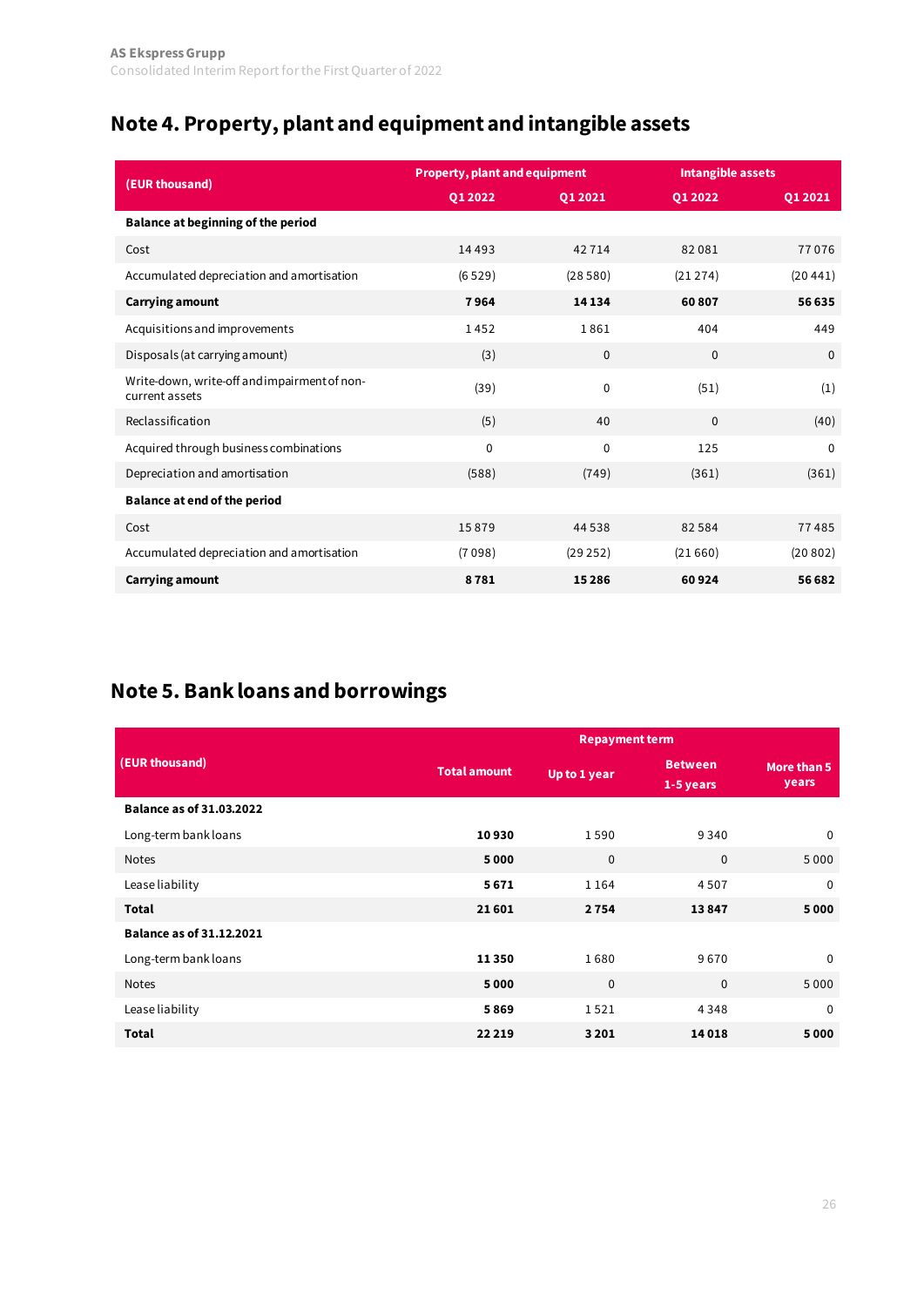## Note 4. Property, plant and equipment and intangible assets

| (EUR thousand) | Property, plant and equipment | | Intangible assets | |
|---|---|---|---|---|
| | Q1 2022 | Q1 2021 | Q1 2022 | Q1 2021 |
| **Balance at beginning of the period** | | | | |
| Cost | 14 493 | 42 714 | 82 081 | 77 076 |
| Accumulated depreciation and amortisation | (6 529) | (28 580) | (21 274) | (20 441) |
| **Carrying amount** | **7 964** | **14 134** | **60 807** | **56 635** |
| Acquisitions and improvements | 1 452 | 1 861 | 404 | 449 |
| Disposals (at carrying amount) | (3) | 0 | 0 | 0 |
| Write-down, write-off and impairment of non-current assets | (39) | 0 | (51) | (1) |
| Reclassification | (5) | 40 | 0 | (40) |
| Acquired through business combinations | 0 | 0 | 125 | 0 |
| Depreciation and amortisation | (588) | (749) | (361) | (361) |
| **Balance at end of the period** | | | | |
| Cost | 15 879 | 44 538 | 82 584 | 77 485 |
| Accumulated depreciation and amortisation | (7 098) | (29 252) | (21 660) | (20 802) |
| **Carrying amount** | **8 781** | **15 286** | **60 924** | **56 682** |

## Note 5. Bank loans and borrowings

| (EUR thousand) | Total amount | Repayment term | | |
|---|---|---|---|---|
| | | Up to 1 year | Between 1-5 years | More than 5 years |
| **Balance as of 31.03.2022** | | | | |
| Long-term bank loans | **10 930** | 1 590 | 9 340 | 0 |
| Notes | **5 000** | 0 | 0 | 5 000 |
| Lease liability | **5 671** | 1 164 | 4 507 | 0 |
| **Total** | **21 601** | **2 754** | **13 847** | **5 000** |
| **Balance as of 31.12.2021** | | | | |
| Long-term bank loans | **11 350** | 1 680 | 9 670 | 0 |
| Notes | **5 000** | 0 | 0 | 5 000 |
| Lease liability | **5 869** | 1 521 | 4 348 | 0 |
| **Total** | **22 219** | **3 201** | **14 018** | **5 000** |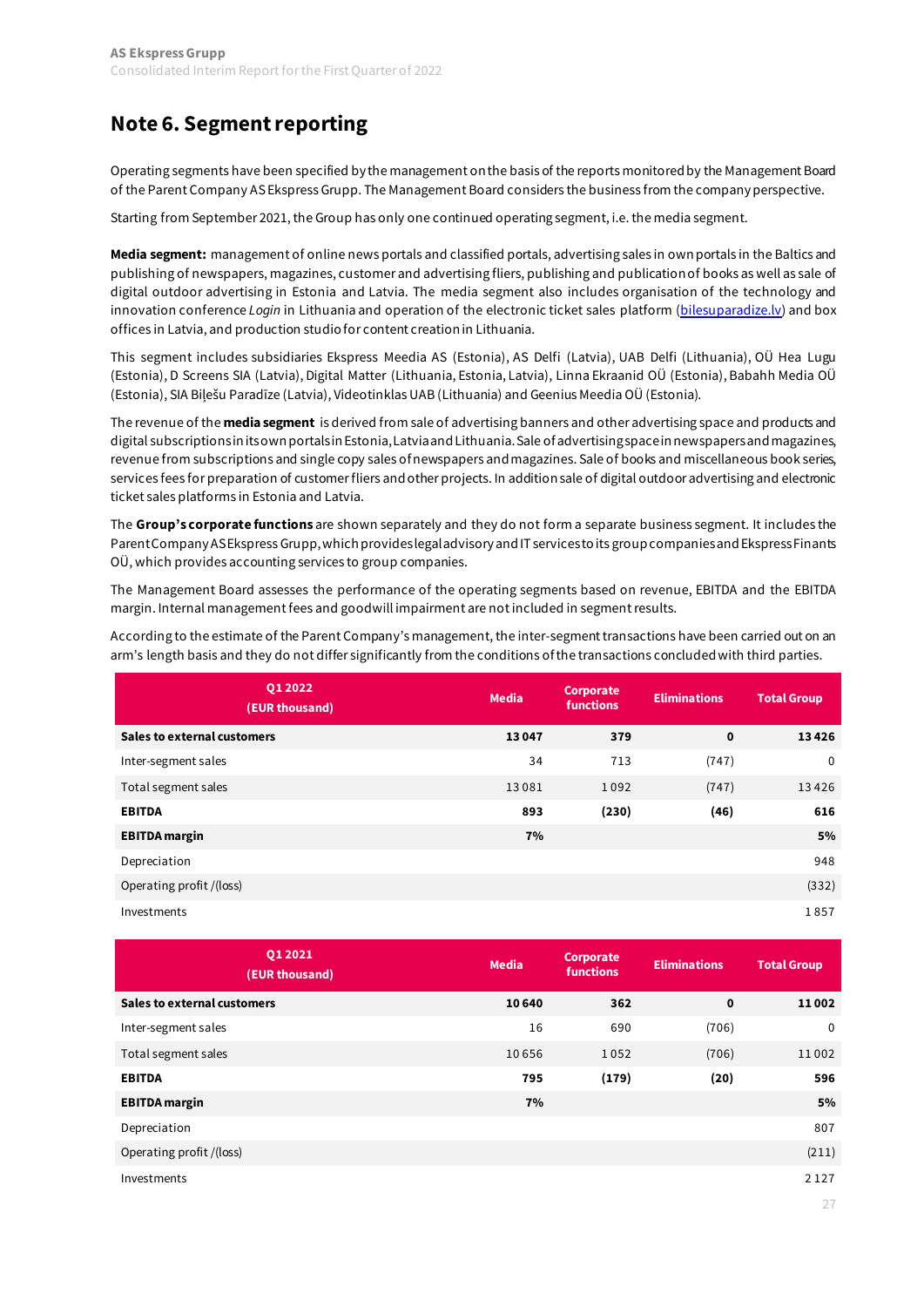# Note 6. Segment reporting

Operating segments have been specified by the management on the basis of the reports monitored by the Management Board of the Parent Company AS Ekspress Grupp. The Management Board considers the business from the company perspective.

Starting from September 2021, the Group has only one continued operating segment, i.e. the media segment.

**Media segment:** management of online news portals and classified portals, advertising sales in own portals in the Baltics and publishing of newspapers, magazines, customer and advertising fliers, publishing and publication of books as well as sale of digital outdoor advertising in Estonia and Latvia. The media segment also includes organisation of the technology and innovation conference *Login* in Lithuania and operation of the electronic ticket sales platform (bilesuparadize.lv) and box offices in Latvia, and production studio for content creation in Lithuania.

This segment includes subsidiaries Ekspress Meedia AS (Estonia), AS Delfi (Latvia), UAB Delfi (Lithuania), OÜ Hea Lugu (Estonia), D Screens SIA (Latvia), Digital Matter (Lithuania, Estonia, Latvia), Linna Ekraanid OÜ (Estonia), Babahh Media OÜ (Estonia), SIA Biļešu Paradīze (Latvia), Videotinklas UAB (Lithuania) and Geenius Meedia OÜ (Estonia).

The revenue of the **media segment** is derived from sale of advertising banners and other advertising space and products and digital subscriptions in its own portals in Estonia, Latvia and Lithuania. Sale of advertising space in newspapers and magazines, revenue from subscriptions and single copy sales of newspapers and magazines. Sale of books and miscellaneous book series, services fees for preparation of customer fliers and other projects. In addition sale of digital outdoor advertising and electronic ticket sales platforms in Estonia and Latvia.

The **Group's corporate functions** are shown separately and they do not form a separate business segment. It includes the Parent Company AS Ekspress Grupp, which provides legal advisory and IT services to its group companies and Ekspress Finants OÜ, which provides accounting services to group companies.

The Management Board assesses the performance of the operating segments based on revenue, EBITDA and the EBITDA margin. Internal management fees and goodwill impairment are not included in segment results.

According to the estimate of the Parent Company's management, the inter-segment transactions have been carried out on an arm's length basis and they do not differ significantly from the conditions of the transactions concluded with third parties.

| Q1 2022 (EUR thousand) | Media | Corporate functions | Eliminations | Total Group |
|---|---|---|---|---|
| **Sales to external customers** | **13 047** | **379** | **0** | **13 426** |
| Inter-segment sales | 34 | 713 | (747) | 0 |
| Total segment sales | 13 081 | 1 092 | (747) | 13 426 |
| **EBITDA** | **893** | **(230)** | **(46)** | **616** |
| **EBITDA margin** | **7%** | | | **5%** |
| Depreciation | | | | 948 |
| Operating profit /(loss) | | | | (332) |
| Investments | | | | 1 857 |

| Q1 2021 (EUR thousand) | Media | Corporate functions | Eliminations | Total Group |
|---|---|---|---|---|
| **Sales to external customers** | **10 640** | **362** | **0** | **11 002** |
| Inter-segment sales | 16 | 690 | (706) | 0 |
| Total segment sales | 10 656 | 1 052 | (706) | 11 002 |
| **EBITDA** | **795** | **(179)** | **(20)** | **596** |
| **EBITDA margin** | **7%** | | | **5%** |
| Depreciation | | | | 807 |
| Operating profit /(loss) | | | | (211) |
| Investments | | | | 2 127 |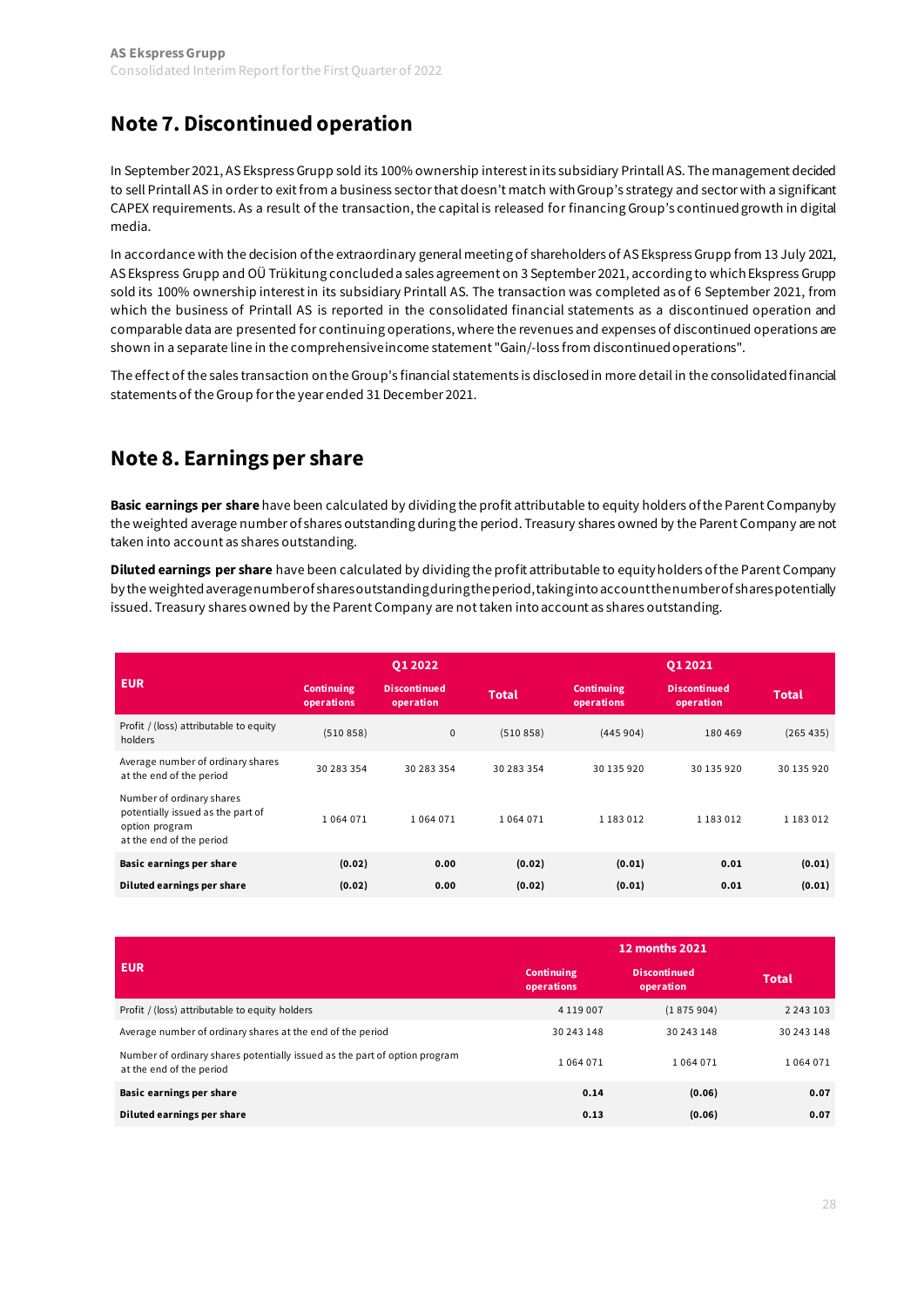## Note 7. Discontinued operation

In September 2021, AS Ekspress Grupp sold its 100% ownership interest in its subsidiary Printall AS. The management decided to sell Printall AS in order to exit from a business sector that doesn't match with Group's strategy and sector with a significant CAPEX requirements. As a result of the transaction, the capital is released for financing Group's continued growth in digital media.

In accordance with the decision of the extraordinary general meeting of shareholders of AS Ekspress Grupp from 13 July 2021, AS Ekspress Grupp and OÜ Trükitung concluded a sales agreement on 3 September 2021, according to which Ekspress Grupp sold its 100% ownership interest in its subsidiary Printall AS. The transaction was completed as of 6 September 2021, from which the business of Printall AS is reported in the consolidated financial statements as a discontinued operation and comparable data are presented for continuing operations, where the revenues and expenses of discontinued operations are shown in a separate line in the comprehensive income statement "Gain/-loss from discontinued operations".

The effect of the sales transaction on the Group's financial statements is disclosed in more detail in the consolidated financial statements of the Group for the year ended 31 December 2021.

## Note 8. Earnings per share

**Basic earnings per share** have been calculated by dividing the profit attributable to equity holders of the Parent Company by the weighted average number of shares outstanding during the period. Treasury shares owned by the Parent Company are not taken into account as shares outstanding.

**Diluted earnings per share** have been calculated by dividing the profit attributable to equity holders of the Parent Company by the weighted average number of shares outstanding during the period, taking into account the number of shares potentially issued. Treasury shares owned by the Parent Company are not taken into account as shares outstanding.

| EUR | Q1 2022 | | | Q1 2021 | | |
|---|---|---|---|---|---|---|
| | Continuing operations | Discontinued operation | Total | Continuing operations | Discontinued operation | Total |
| Profit / (loss) attributable to equity holders | (510 858) | 0 | (510 858) | (445 904) | 180 469 | (265 435) |
| Average number of ordinary shares at the end of the period | 30 283 354 | 30 283 354 | 30 283 354 | 30 135 920 | 30 135 920 | 30 135 920 |
| Number of ordinary shares potentially issued as the part of option program at the end of the period | 1 064 071 | 1 064 071 | 1 064 071 | 1 183 012 | 1 183 012 | 1 183 012 |
| **Basic earnings per share** | **(0.02)** | **0.00** | **(0.02)** | **(0.01)** | **0.01** | **(0.01)** |
| **Diluted earnings per share** | **(0.02)** | **0.00** | **(0.02)** | **(0.01)** | **0.01** | **(0.01)** |

| EUR | 12 months 2021 | | |
|---|---|---|---|
| | Continuing operations | Discontinued operation | Total |
| Profit / (loss) attributable to equity holders | 4 119 007 | (1 875 904) | 2 243 103 |
| Average number of ordinary shares at the end of the period | 30 243 148 | 30 243 148 | 30 243 148 |
| Number of ordinary shares potentially issued as the part of option program at the end of the period | 1 064 071 | 1 064 071 | 1 064 071 |
| **Basic earnings per share** | **0.14** | **(0.06)** | **0.07** |
| **Diluted earnings per share** | **0.13** | **(0.06)** | **0.07** |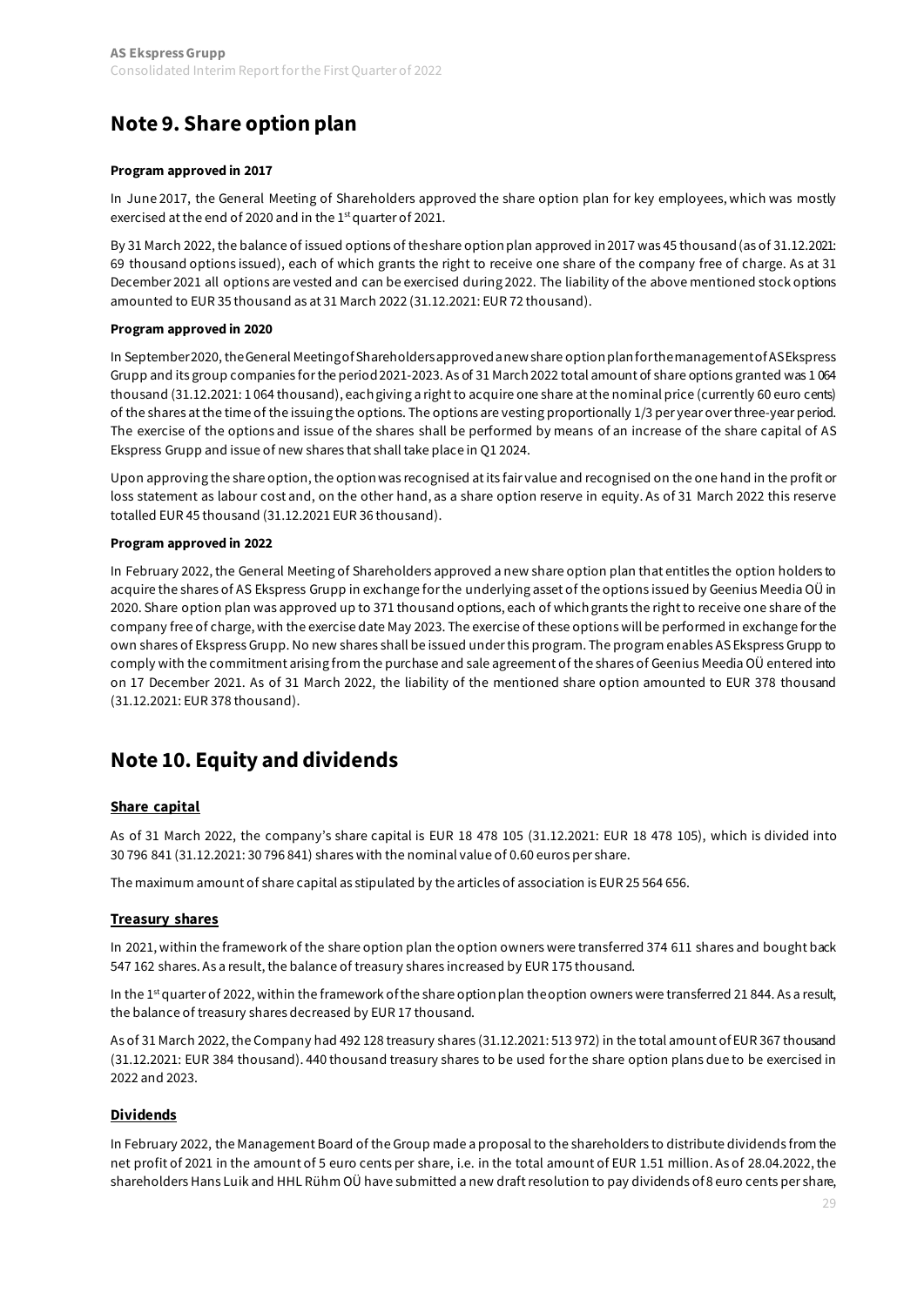# Note 9. Share option plan

**Program approved in 2017**

In June 2017, the General Meeting of Shareholders approved the share option plan for key employees, which was mostly exercised at the end of 2020 and in the 1st quarter of 2021.

By 31 March 2022, the balance of issued options of the share option plan approved in 2017 was 45 thousand (as of 31.12.2021: 69 thousand options issued), each of which grants the right to receive one share of the company free of charge. As at 31 December 2021 all options are vested and can be exercised during 2022. The liability of the above mentioned stock options amounted to EUR 35 thousand as at 31 March 2022 (31.12.2021: EUR 72 thousand).

**Program approved in 2020**

In September 2020, the General Meeting of Shareholders approved a new share option plan for the management of AS Ekspress Grupp and its group companies for the period 2021-2023. As of 31 March 2022 total amount of share options granted was 1 064 thousand (31.12.2021: 1 064 thousand), each giving a right to acquire one share at the nominal price (currently 60 euro cents) of the shares at the time of the issuing the options. The options are vesting proportionally 1/3 per year over three-year period. The exercise of the options and issue of the shares shall be performed by means of an increase of the share capital of AS Ekspress Grupp and issue of new shares that shall take place in Q1 2024.

Upon approving the share option, the option was recognised at its fair value and recognised on the one hand in the profit or loss statement as labour cost and, on the other hand, as a share option reserve in equity. As of 31 March 2022 this reserve totalled EUR 45 thousand (31.12.2021 EUR 36 thousand).

**Program approved in 2022**

In February 2022, the General Meeting of Shareholders approved a new share option plan that entitles the option holders to acquire the shares of AS Ekspress Grupp in exchange for the underlying asset of the options issued by Geenius Meedia OÜ in 2020. Share option plan was approved up to 371 thousand options, each of which grants the right to receive one share of the company free of charge, with the exercise date May 2023. The exercise of these options will be performed in exchange for the own shares of Ekspress Grupp. No new shares shall be issued under this program. The program enables AS Ekspress Grupp to comply with the commitment arising from the purchase and sale agreement of the shares of Geenius Meedia OÜ entered into on 17 December 2021. As of 31 March 2022, the liability of the mentioned share option amounted to EUR 378 thousand (31.12.2021: EUR 378 thousand).

# Note 10. Equity and dividends

## Share capital

As of 31 March 2022, the company's share capital is EUR 18 478 105 (31.12.2021: EUR 18 478 105), which is divided into 30 796 841 (31.12.2021: 30 796 841) shares with the nominal value of 0.60 euros per share.

The maximum amount of share capital as stipulated by the articles of association is EUR 25 564 656.

## Treasury shares

In 2021, within the framework of the share option plan the option owners were transferred 374 611 shares and bought back 547 162 shares. As a result, the balance of treasury shares increased by EUR 175 thousand.

In the 1st quarter of 2022, within the framework of the share option plan the option owners were transferred 21 844. As a result, the balance of treasury shares decreased by EUR 17 thousand.

As of 31 March 2022, the Company had 492 128 treasury shares (31.12.2021: 513 972) in the total amount of EUR 367 thousand (31.12.2021: EUR 384 thousand). 440 thousand treasury shares to be used for the share option plans due to be exercised in 2022 and 2023.

## Dividends

In February 2022, the Management Board of the Group made a proposal to the shareholders to distribute dividends from the net profit of 2021 in the amount of 5 euro cents per share, i.e. in the total amount of EUR 1.51 million. As of 28.04.2022, the shareholders Hans Luik and HHL Rühm OÜ have submitted a new draft resolution to pay dividends of 8 euro cents per share,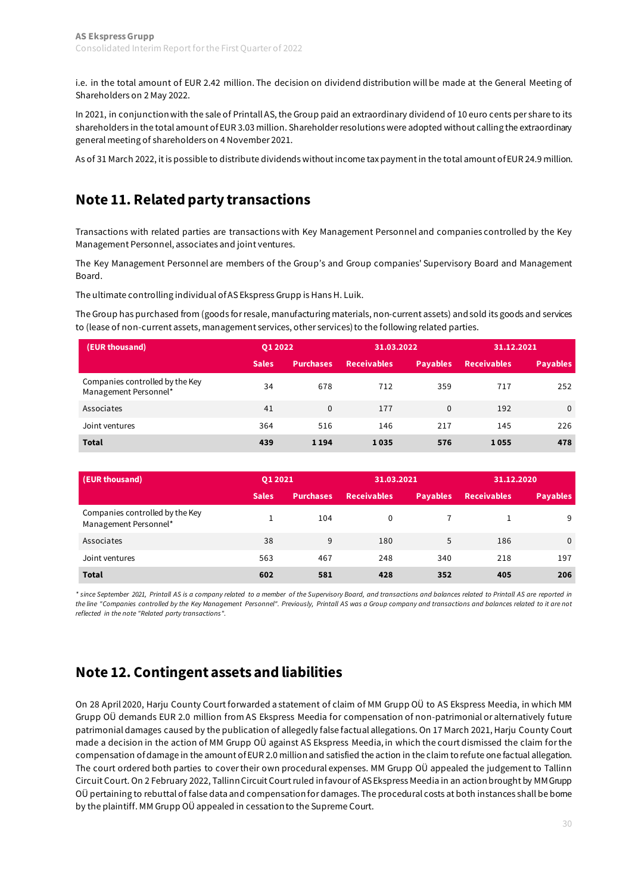i.e. in the total amount of EUR 2.42 million. The decision on dividend distribution will be made at the General Meeting of Shareholders on 2 May 2022.

In 2021, in conjunction with the sale of Printall AS, the Group paid an extraordinary dividend of 10 euro cents per share to its shareholders in the total amount of EUR 3.03 million. Shareholder resolutions were adopted without calling the extraordinary general meeting of shareholders on 4 November 2021.

As of 31 March 2022, it is possible to distribute dividends without income tax payment in the total amount of EUR 24.9 million.

## Note 11. Related party transactions

Transactions with related parties are transactions with Key Management Personnel and companies controlled by the Key Management Personnel, associates and joint ventures.

The Key Management Personnel are members of the Group's and Group companies' Supervisory Board and Management Board.

The ultimate controlling individual of AS Ekspress Grupp is Hans H. Luik.

The Group has purchased from (goods for resale, manufacturing materials, non-current assets) and sold its goods and services to (lease of non-current assets, management services, other services) to the following related parties.

| (EUR thousand) | Q1 2022 | | 31.03.2022 | | 31.12.2021 | |
|---|---|---|---|---|---|---|
| | Sales | Purchases | Receivables | Payables | Receivables | Payables |
| Companies controlled by the Key Management Personnel* | 34 | 678 | 712 | 359 | 717 | 252 |
| Associates | 41 | 0 | 177 | 0 | 192 | 0 |
| Joint ventures | 364 | 516 | 146 | 217 | 145 | 226 |
| **Total** | **439** | **1 194** | **1 035** | **576** | **1 055** | **478** |

| (EUR thousand) | Q1 2021 | | 31.03.2021 | | 31.12.2020 | |
|---|---|---|---|---|---|---|
| | Sales | Purchases | Receivables | Payables | Receivables | Payables |
| Companies controlled by the Key Management Personnel* | 1 | 104 | 0 | 7 | 1 | 9 |
| Associates | 38 | 9 | 180 | 5 | 186 | 0 |
| Joint ventures | 563 | 467 | 248 | 340 | 218 | 197 |
| **Total** | **602** | **581** | **428** | **352** | **405** | **206** |

*\* since September 2021, Printall AS is a company related to a member of the Supervisory Board, and transactions and balances related to Printall AS are reported in the line "Companies controlled by the Key Management Personnel". Previously, Printall AS was a Group company and transactions and balances related to it are not reflected in the note "Related party transactions".*

## Note 12. Contingent assets and liabilities

On 28 April 2020, Harju County Court forwarded a statement of claim of MM Grupp OÜ to AS Ekspress Meedia, in which MM Grupp OÜ demands EUR 2.0 million from AS Ekspress Meedia for compensation of non-patrimonial or alternatively future patrimonial damages caused by the publication of allegedly false factual allegations. On 17 March 2021, Harju County Court made a decision in the action of MM Grupp OÜ against AS Ekspress Meedia, in which the court dismissed the claim for the compensation of damage in the amount of EUR 2.0 million and satisfied the action in the claim to refute one factual allegation. The court ordered both parties to cover their own procedural expenses. MM Grupp OÜ appealed the judgement to Tallinn Circuit Court. On 2 February 2022, Tallinn Circuit Court ruled in favour of AS Ekspress Meedia in an action brought by MM Grupp OÜ pertaining to rebuttal of false data and compensation for damages. The procedural costs at both instances shall be borne by the plaintiff. MM Grupp OÜ appealed in cessation to the Supreme Court.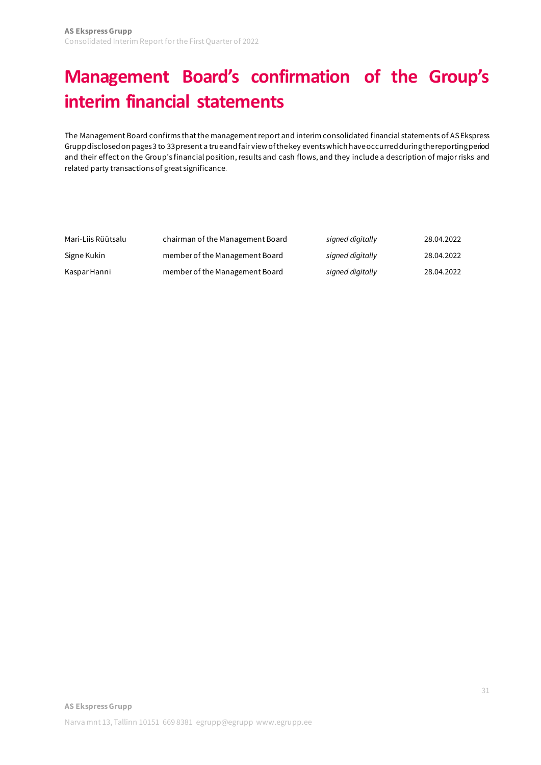# Management Board's confirmation of the Group's interim financial statements

The Management Board confirms that the management report and interim consolidated financial statements of AS Ekspress Grupp disclosed on pages 3 to 33 present a true and fair view of the key events which have occurred during the reporting period and their effect on the Group's financial position, results and cash flows, and they include a description of major risks and related party transactions of great significance.

| | | | |
|---|---|---|---|
| Mari-Liis Rüütsalu | chairman of the Management Board | *signed digitally* | 28.04.2022 |
| Signe Kukin | member of the Management Board | *signed digitally* | 28.04.2022 |
| Kaspar Hanni | member of the Management Board | *signed digitally* | 28.04.2022 |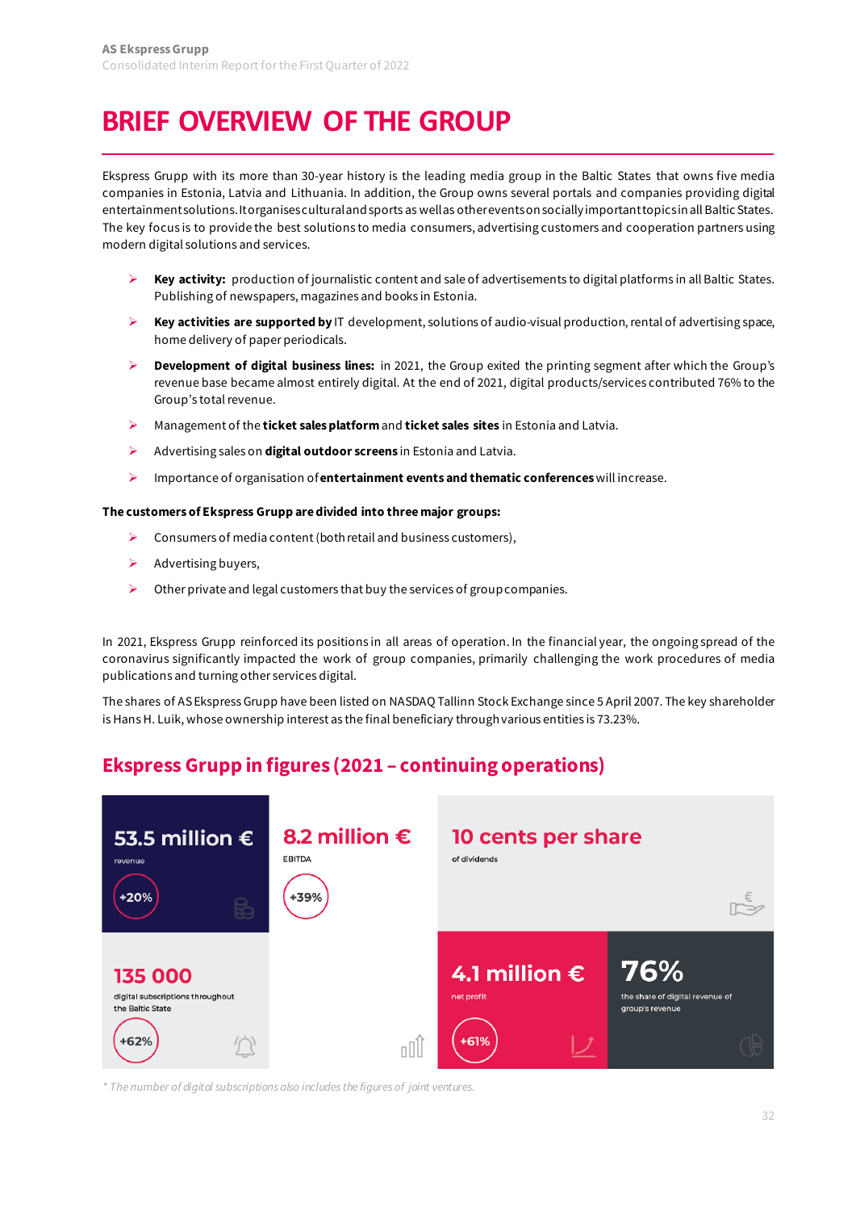# BRIEF OVERVIEW OF THE GROUP

Ekspress Grupp with its more than 30-year history is the leading media group in the Baltic States that owns five media companies in Estonia, Latvia and Lithuania. In addition, the Group owns several portals and companies providing digital entertainment solutions. It organises cultural and sports as well as other events on socially important topics in all Baltic States. The key focus is to provide the best solutions to media consumers, advertising customers and cooperation partners using modern digital solutions and services.

- **Key activity:** production of journalistic content and sale of advertisements to digital platforms in all Baltic States. Publishing of newspapers, magazines and books in Estonia.
- **Key activities are supported by** IT development, solutions of audio-visual production, rental of advertising space, home delivery of paper periodicals.
- **Development of digital business lines:** in 2021, the Group exited the printing segment after which the Group's revenue base became almost entirely digital. At the end of 2021, digital products/services contributed 76% to the Group's total revenue.
- Management of the **ticket sales platform** and **ticket sales sites** in Estonia and Latvia.
- Advertising sales on **digital outdoor screens** in Estonia and Latvia.
- Importance of organisation of **entertainment events and thematic conferences** will increase.

**The customers of Ekspress Grupp are divided into three major groups:**

- Consumers of media content (both retail and business customers),
- Advertising buyers,
- Other private and legal customers that buy the services of group companies.

In 2021, Ekspress Grupp reinforced its positions in all areas of operation. In the financial year, the ongoing spread of the coronavirus significantly impacted the work of group companies, primarily challenging the work procedures of media publications and turning other services digital.

The shares of AS Ekspress Grupp have been listed on NASDAQ Tallinn Stock Exchange since 5 April 2007. The key shareholder is Hans H. Luik, whose ownership interest as the final beneficiary through various entities is 73.23%.

## Ekspress Grupp in figures (2021 – continuing operations)

| Figure | Description | Change |
|---|---|---|
| 53.5 million € | revenue | +20% |
| 8.2 million € | EBITDA | +39% |
| 10 cents per share | of dividends | |
| 135 000 | digital subscriptions throughout the Baltic State | +62% |
| 4.1 million € | net profit | +61% |
| 76% | the share of digital revenue of group's revenue | |

*\* The number of digital subscriptions also includes the figures of joint ventures.*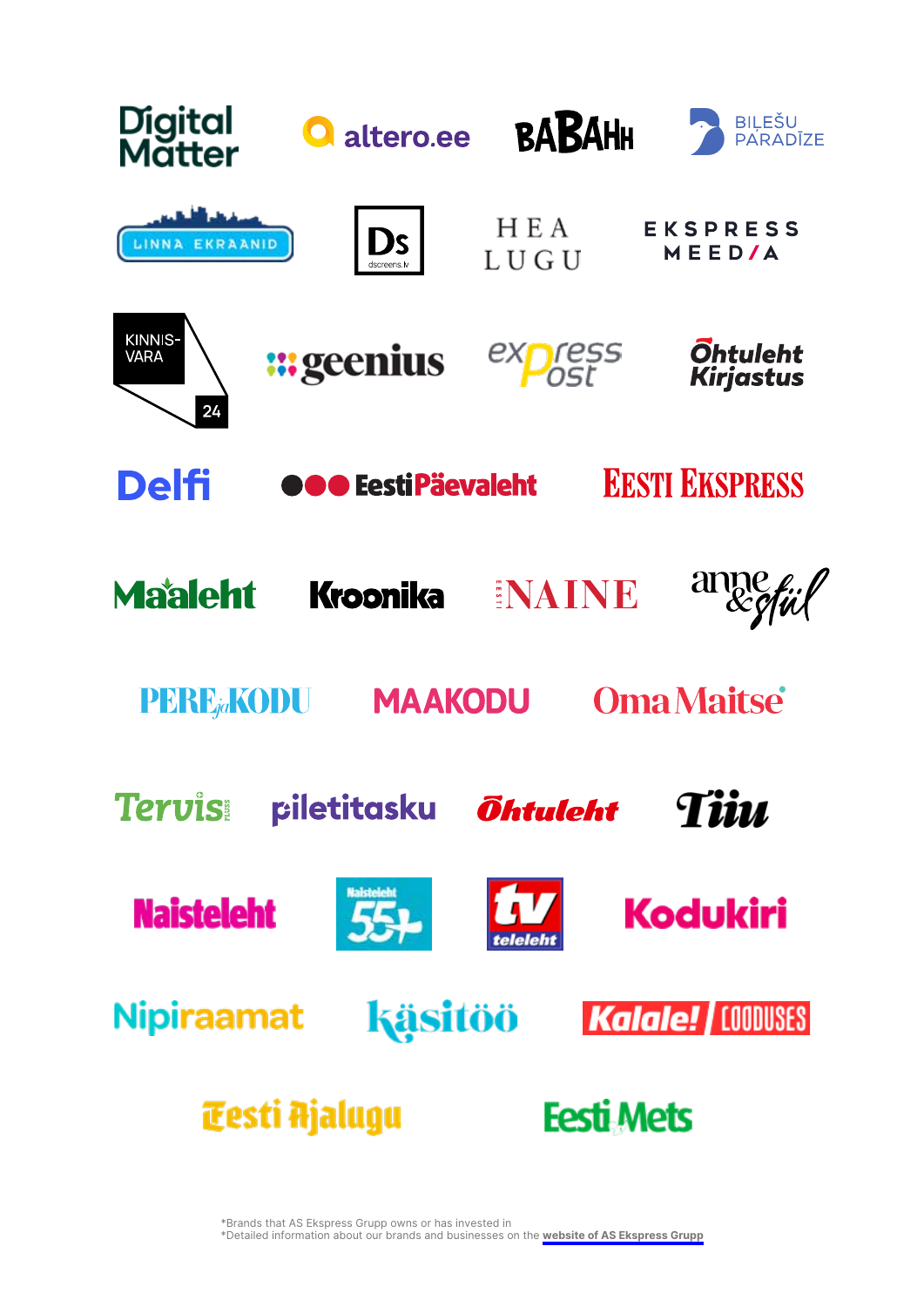Digital Matter

altero.ee

BABAHH

BIĻEŠU PARADĪZE

LINNA EKRAANID

Ds dscreens.lv

HEA LUGU

EKSPRESS MEEDIA

KINNISVARA 24

geenius

express post

Õhtuleht Kirjastus

Delfi

Eesti Päevaleht

EESTI EKSPRESS

Maaleht

Kroonika

EESTI NAINE

anne & stiil

PERE ja KODU

MAAKODU

Oma Maitse

Tervis PLUSS

piletitasku

Õhtuleht

Tiiu

Naisteleht

Naisteleht 55+

tv teleleht

Kodukiri

Nipiraamat

käsitöö

Kalale! LOODUSES

Eesti Ajalugu

Eesti Mets

*Brands that AS Ekspress Grupp owns or has invested in
*Detailed information about our brands and businesses on the **website of AS Ekspress Grupp**